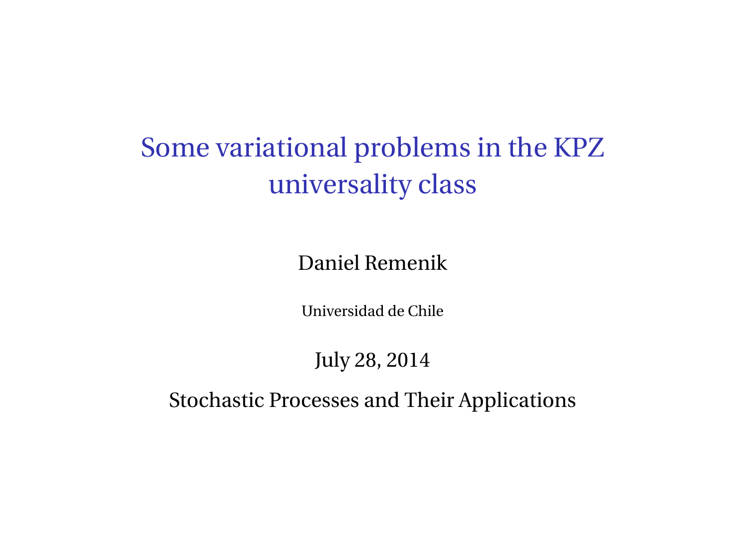# Some variational problems in the KPZ universality class

Daniel Remenik

Universidad de Chile

July 28, 2014

Stochastic Processes and Their Applications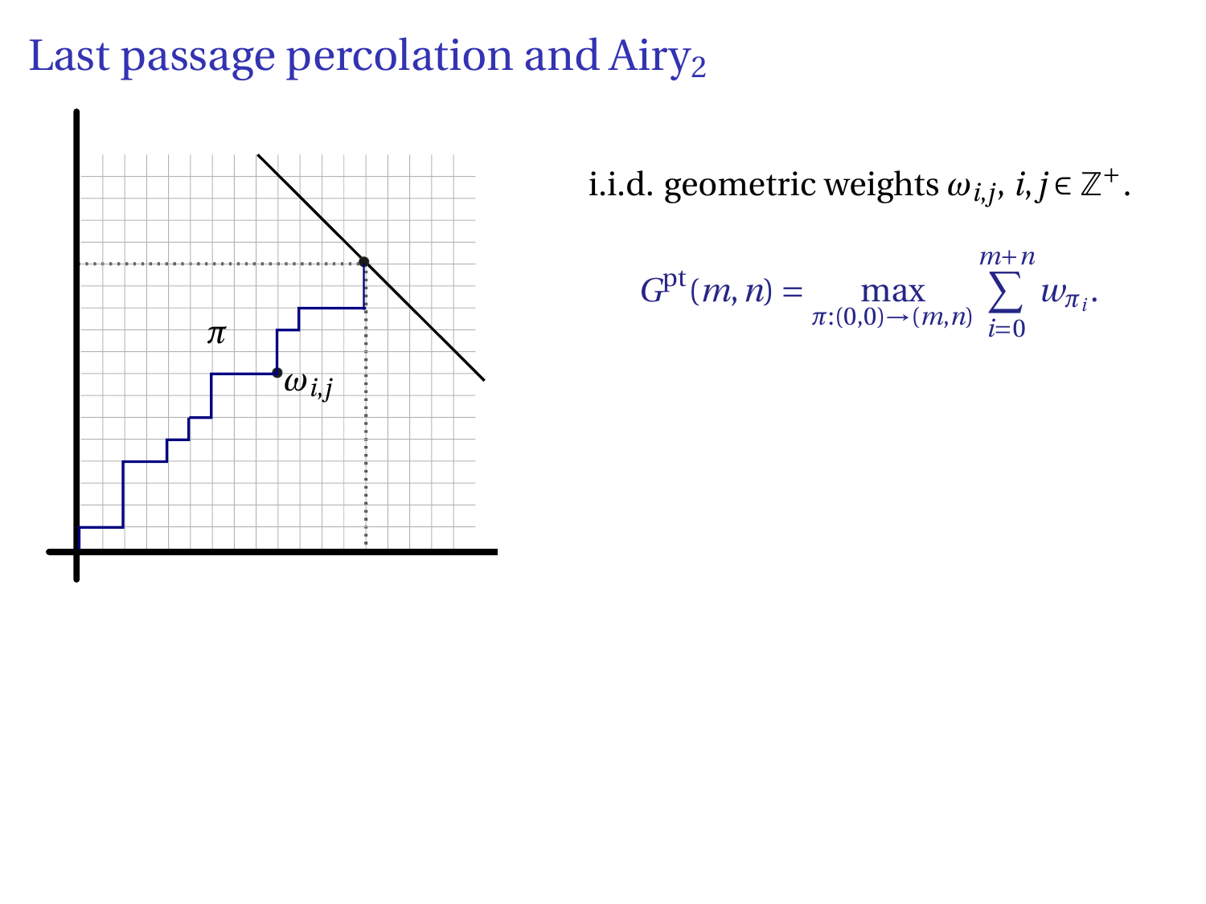# Last passage percolation and Airy$_2$

i.i.d. geometric weights $\omega_{i,j}$, $i,j \in \mathbb{Z}^+$.

$$G^{\text{pt}}(m,n) = \max_{\pi:(0,0)\to(m,n)} \sum_{i=0}^{m+n} w_{\pi_i}.$$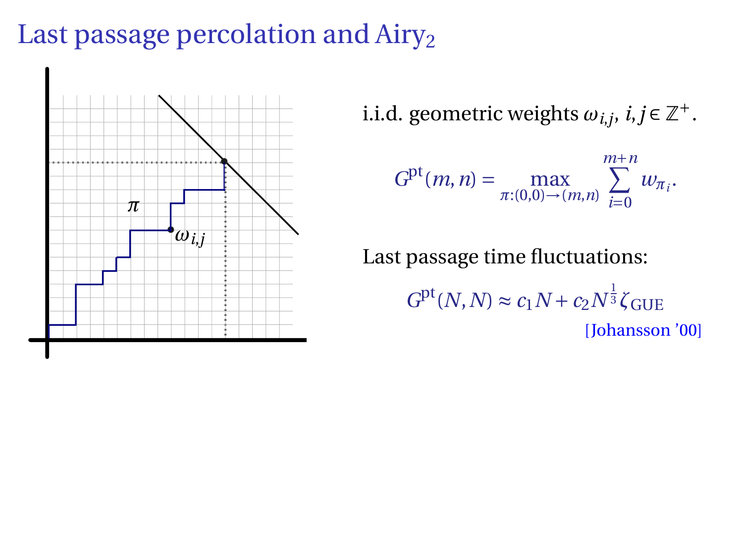# Last passage percolation and Airy$_2$

i.i.d. geometric weights $\omega_{i,j}$, $i, j \in \mathbb{Z}^+$.

$$G^{\mathrm{pt}}(m,n) = \max_{\pi:(0,0)\to(m,n)} \sum_{i=0}^{m+n} w_{\pi_i}.$$

Last passage time fluctuations:

$$G^{\mathrm{pt}}(N,N) \approx c_1 N + c_2 N^{\frac{1}{3}} \zeta_{\mathrm{GUE}}$$

[Johansson '00]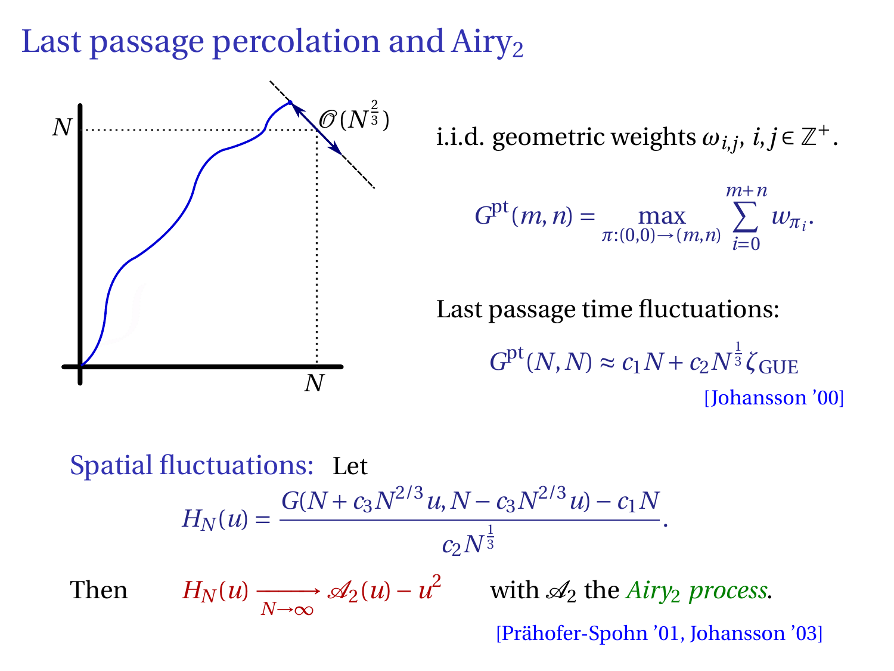# Last passage percolation and Airy$_2$

i.i.d. geometric weights $\omega_{i,j}$, $i,j \in \mathbb{Z}^+$.

$$G^{\mathrm{pt}}(m,n) = \max_{\pi:(0,0)\to(m,n)} \sum_{i=0}^{m+n} w_{\pi_i}.$$

Last passage time fluctuations:

$$G^{\mathrm{pt}}(N,N) \approx c_1 N + c_2 N^{\frac{1}{3}} \zeta_{\mathrm{GUE}}$$

[Johansson '00]

Spatial fluctuations: Let

$$H_N(u) = \frac{G(N + c_3 N^{2/3} u, N - c_3 N^{2/3} u) - c_1 N}{c_2 N^{\frac{1}{3}}}.$$

Then $H_N(u) \xrightarrow[N\to\infty]{} \mathscr{A}_2(u) - u^2$ with $\mathscr{A}_2$ the *Airy$_2$ process*.

[Prähofer-Spohn '01, Johansson '03]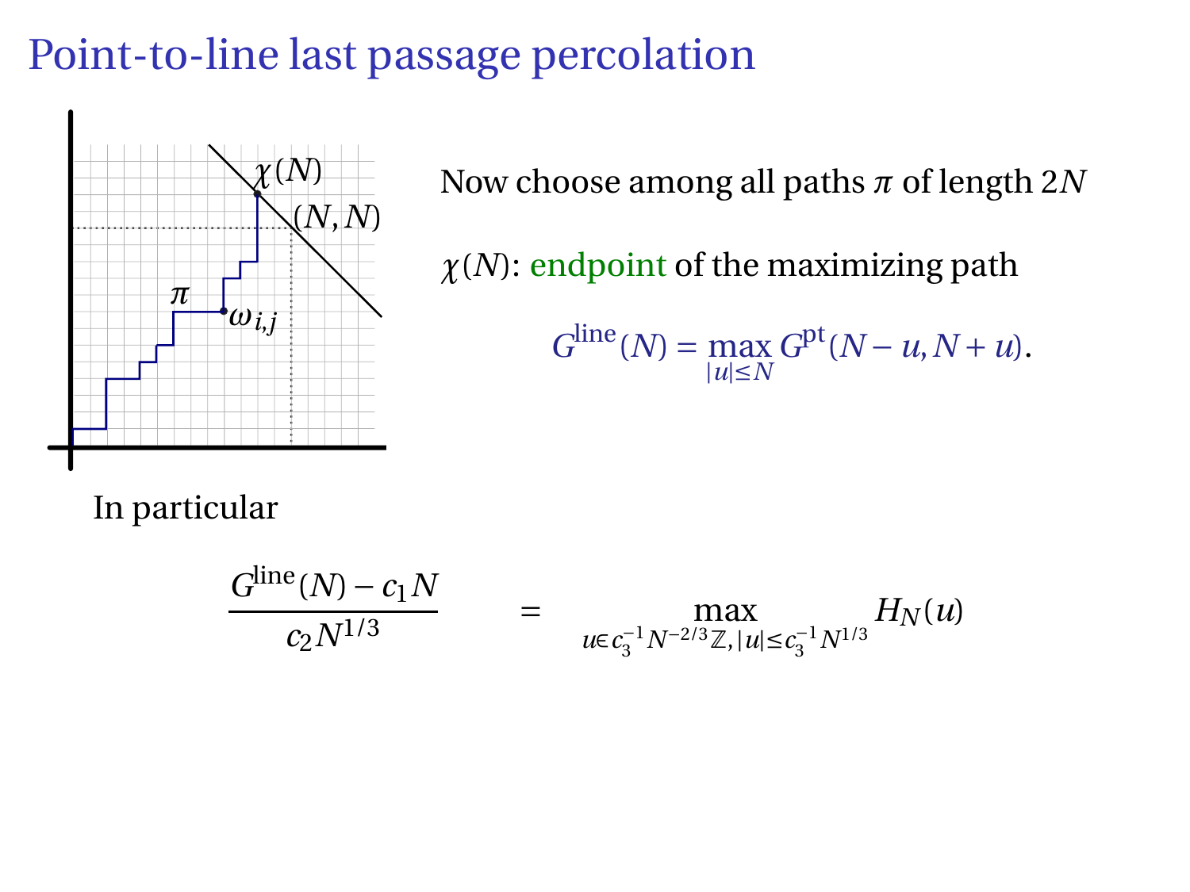# Point-to-line last passage percolation

Now choose among all paths $\pi$ of length $2N$

$\chi(N)$: endpoint of the maximizing path

$$G^{\text{line}}(N) = \max_{|u| \le N} G^{\text{pt}}(N-u, N+u).$$

In particular

$$\frac{G^{\text{line}}(N) - c_1 N}{c_2 N^{1/3}} = \max_{u \in c_3^{-1} N^{-2/3}\mathbb{Z}, |u| \le c_3^{-1} N^{1/3}} H_N(u)$$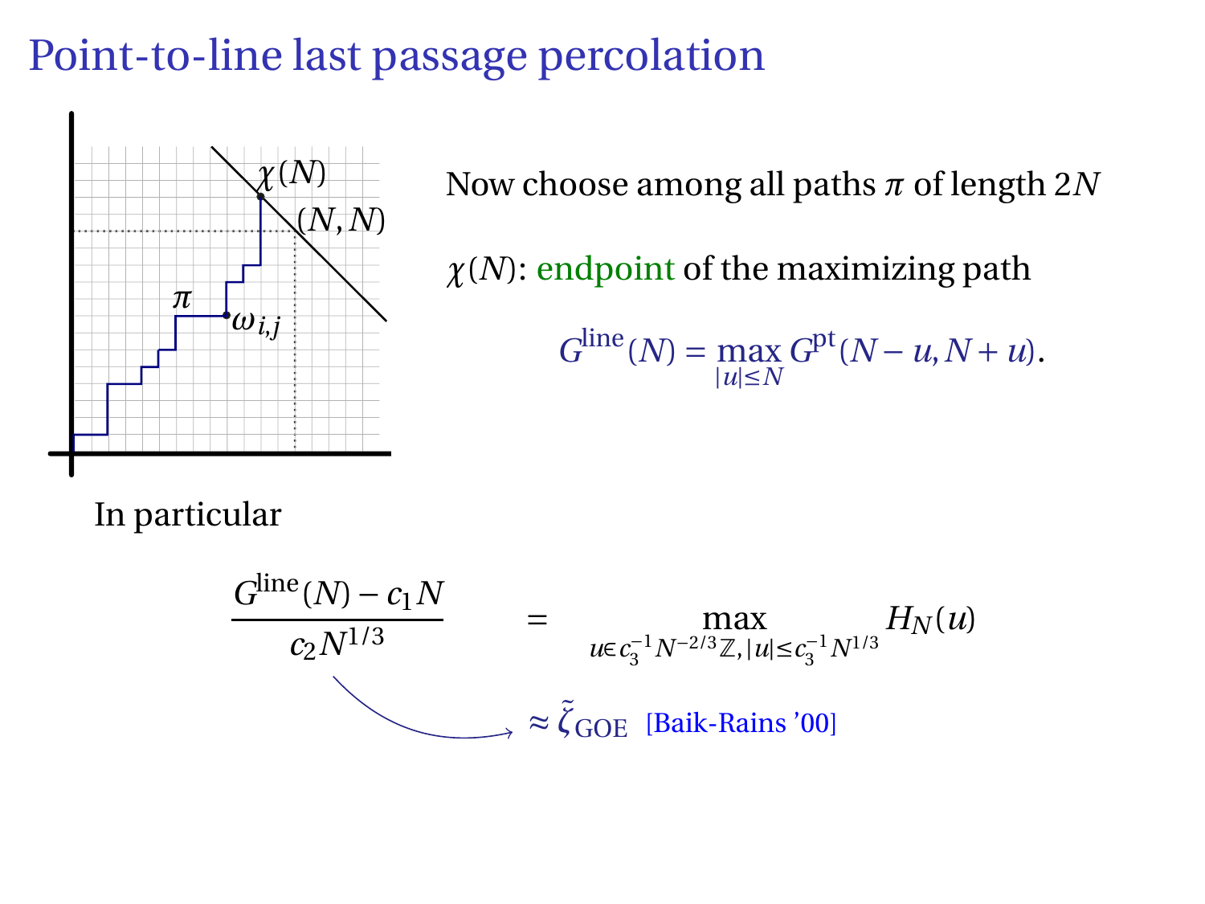# Point-to-line last passage percolation

Now choose among all paths $\pi$ of length $2N$

$\chi(N)$: endpoint of the maximizing path

$$G^{\text{line}}(N) = \max_{|u| \leq N} G^{\text{pt}}(N-u, N+u).$$

In particular

$$\frac{G^{\text{line}}(N) - c_1 N}{c_2 N^{1/3}} = \max_{u \in c_3^{-1} N^{-2/3}\mathbb{Z}, |u| \leq c_3^{-1} N^{1/3}} H_N(u)$$

$\approx \tilde{\zeta}_{\text{GOE}}$ [Baik-Rains '00]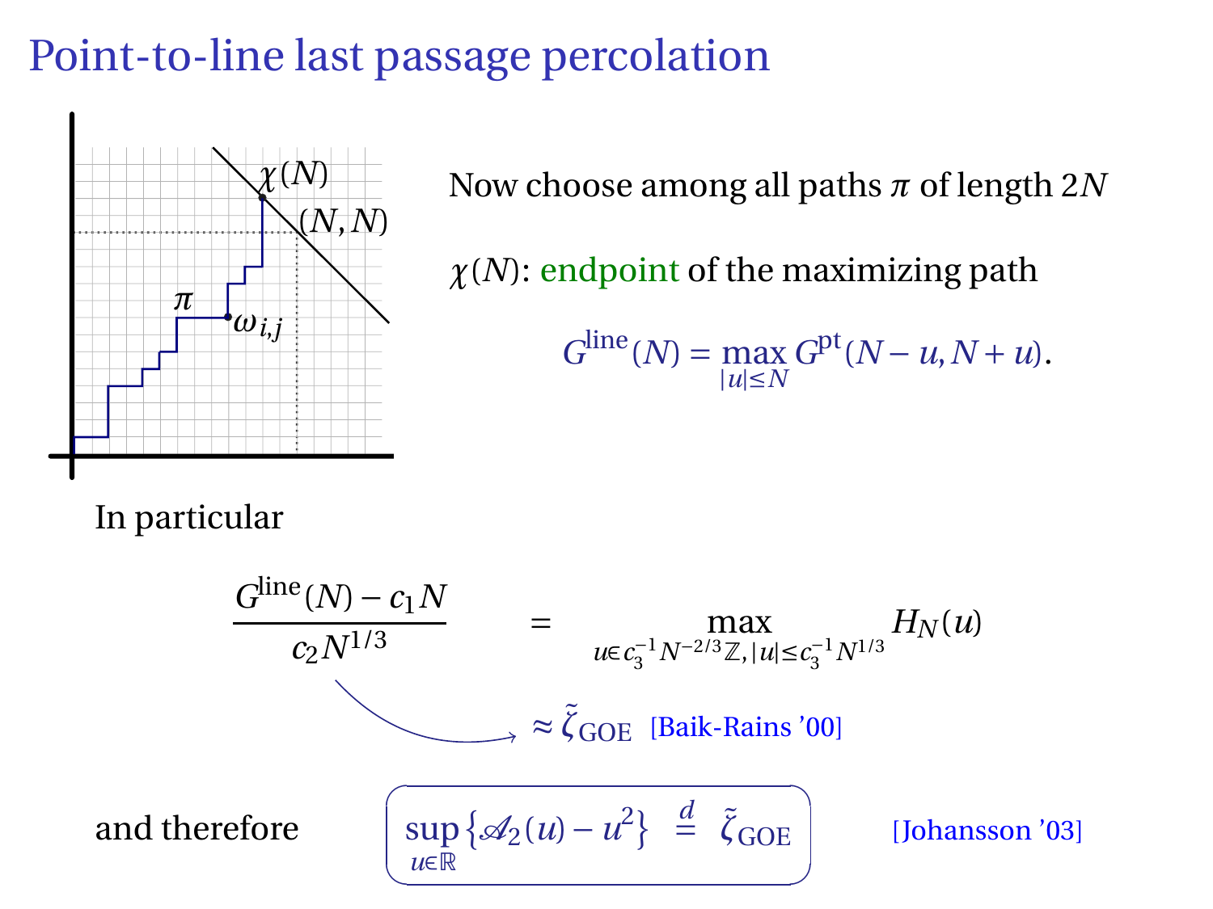# Point-to-line last passage percolation

Now choose among all paths $\pi$ of length $2N$

$\chi(N)$: endpoint of the maximizing path

$$G^{\text{line}}(N) = \max_{|u| \le N} G^{\text{pt}}(N-u, N+u).$$

In particular

$$\frac{G^{\text{line}}(N) - c_1 N}{c_2 N^{1/3}} = \max_{u \in c_3^{-1} N^{-2/3} \mathbb{Z}, |u| \le c_3^{-1} N^{1/3}} H_N(u)$$

$$\approx \tilde{\zeta}_{\text{GOE}} \quad \text{[Baik-Rains '00]}$$

and therefore

$$\sup_{u \in \mathbb{R}} \left\{ \mathcal{A}_2(u) - u^2 \right\} \overset{d}{=} \tilde{\zeta}_{\text{GOE}}$$

[Johansson '03]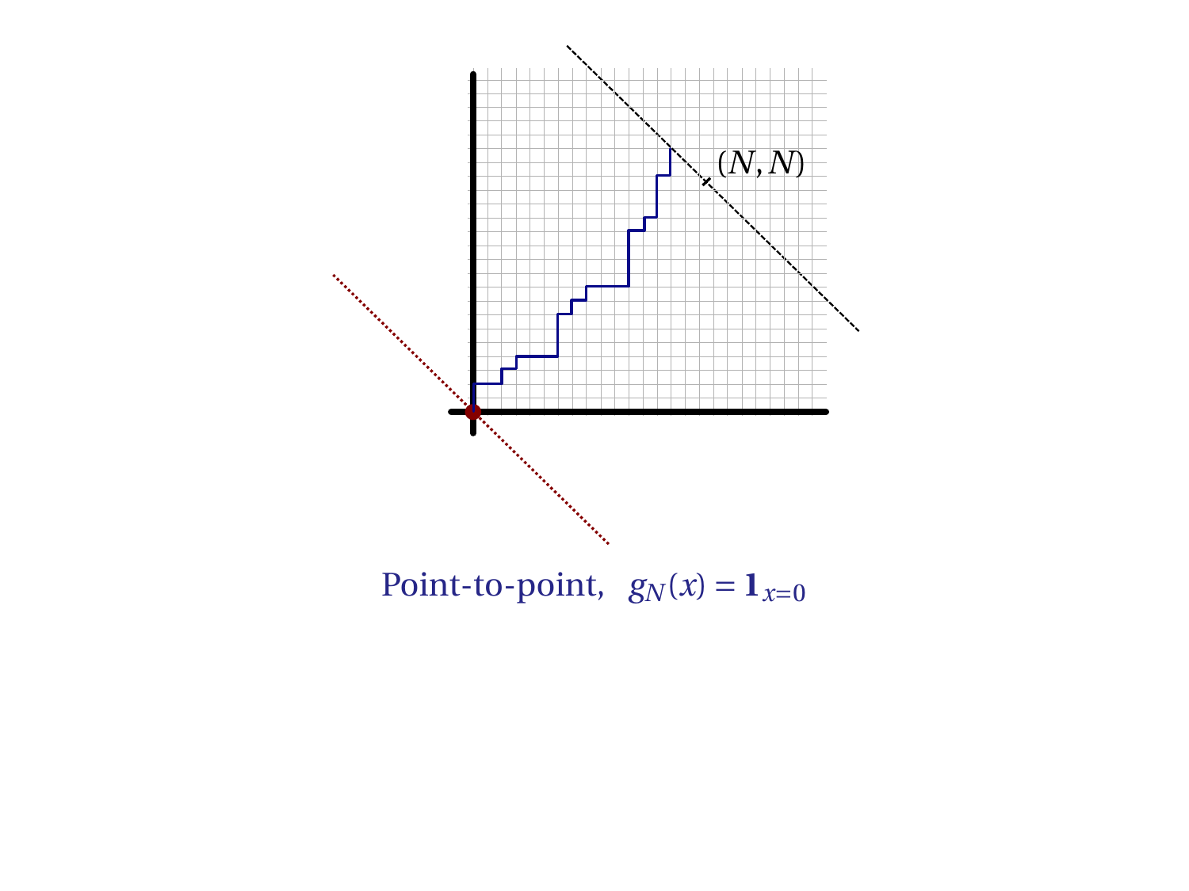$(N, N)$

Point-to-point, $g_N(x) = \mathbf{1}_{x=0}$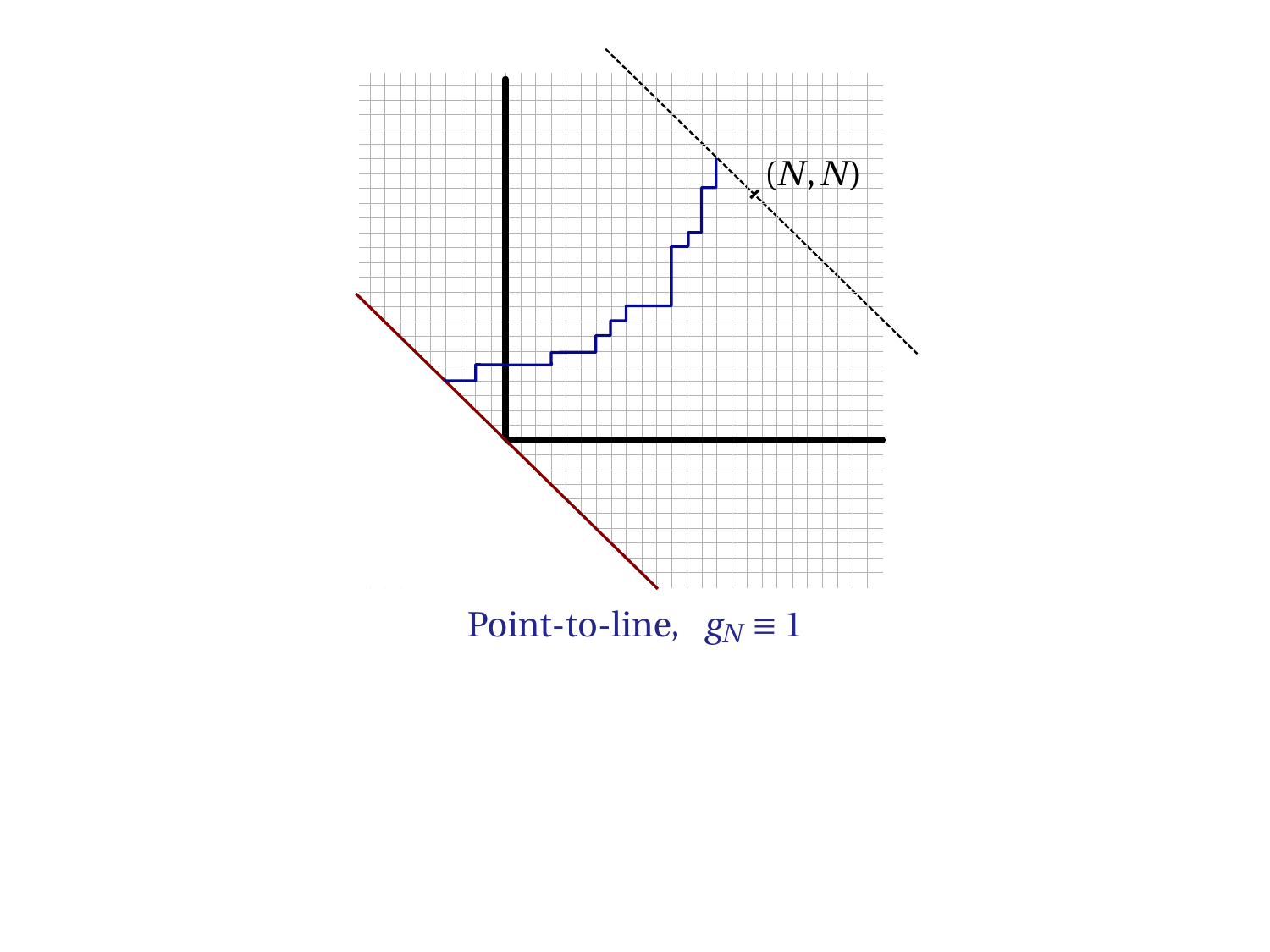$(N, N)$

Point-to-line, $g_N \equiv 1$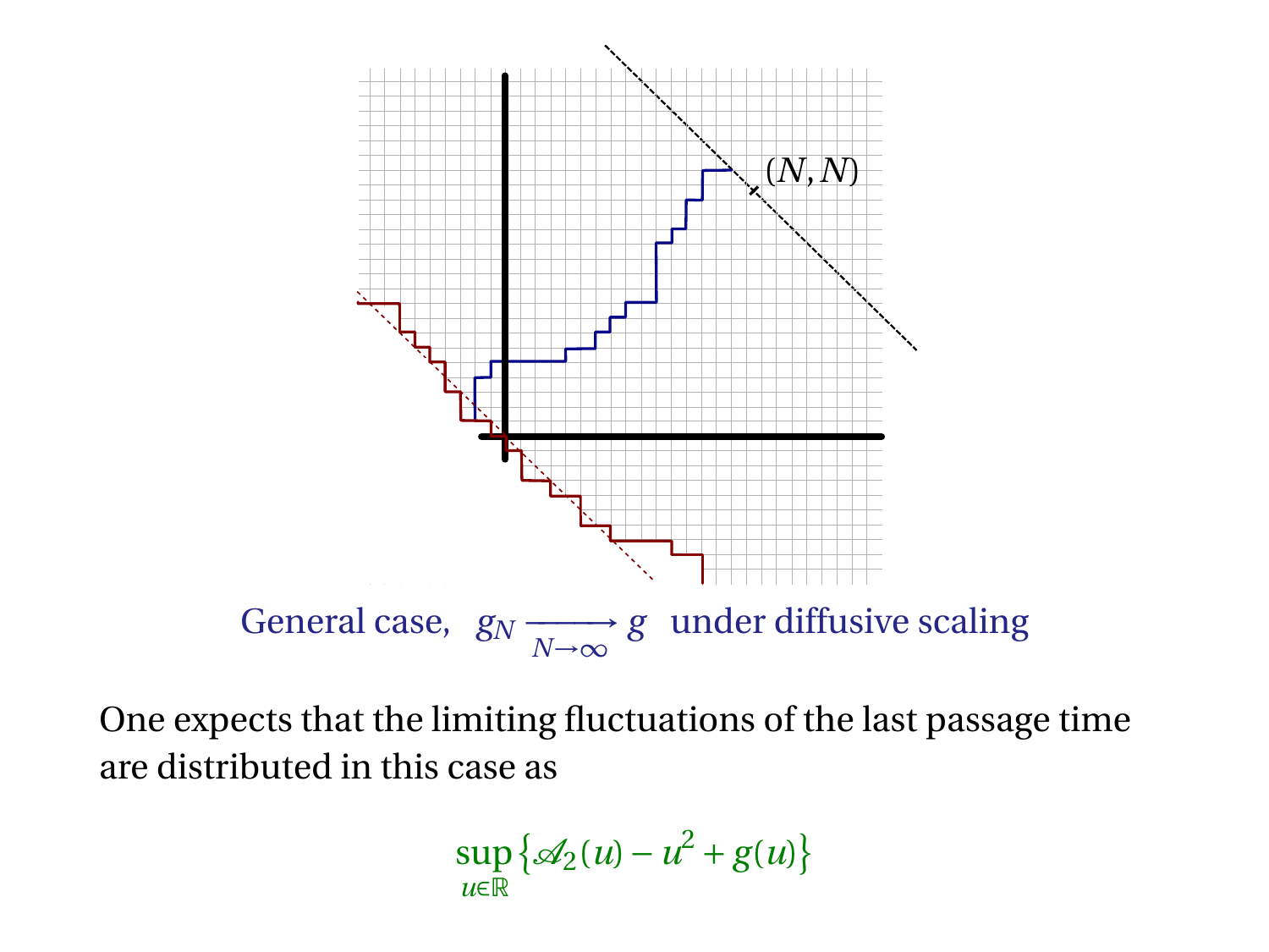General case, $g_N \xrightarrow[N\to\infty]{} g$ under diffusive scaling

One expects that the limiting fluctuations of the last passage time are distributed in this case as

$$\sup_{u\in\mathbb{R}}\left\{\mathscr{A}_2(u) - u^2 + g(u)\right\}$$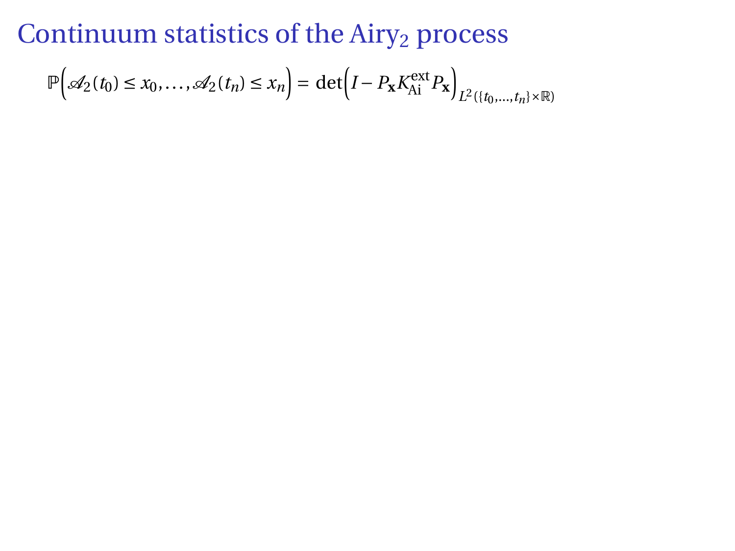# Continuum statistics of the Airy$_2$ process

$$\mathbb{P}\Big(\mathscr{A}_2(t_0) \le x_0, \ldots, \mathscr{A}_2(t_n) \le x_n\Big) = \det\Big(I - P_{\mathbf{x}} K_{\mathrm{Ai}}^{\mathrm{ext}} P_{\mathbf{x}}\Big)_{L^2(\{t_0,\ldots,t_n\}\times\mathbb{R})}$$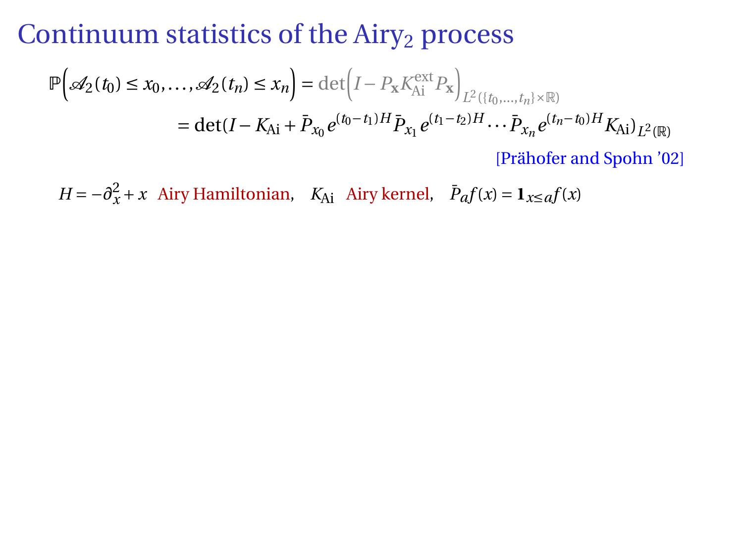# Continuum statistics of the Airy$_2$ process

$$\mathbb{P}\Big(\mathscr{A}_2(t_0) \le x_0, \ldots, \mathscr{A}_2(t_n) \le x_n\Big) = \det\Big(I - P_{\mathbf{x}} K^{\mathrm{ext}}_{\mathrm{Ai}} P_{\mathbf{x}}\Big)_{L^2(\{t_0,\ldots,t_n\}\times\mathbb{R})}$$

$$= \det(I - K_{\mathrm{Ai}} + \bar{P}_{x_0} e^{(t_0-t_1)H} \bar{P}_{x_1} e^{(t_1-t_2)H} \cdots \bar{P}_{x_n} e^{(t_n-t_0)H} K_{\mathrm{Ai}})_{L^2(\mathbb{R})}$$

[Prähofer and Spohn '02]

$H = -\partial_x^2 + x$ Airy Hamiltonian, $K_{\mathrm{Ai}}$ Airy kernel, $\bar{P}_a f(x) = \mathbf{1}_{x\le a} f(x)$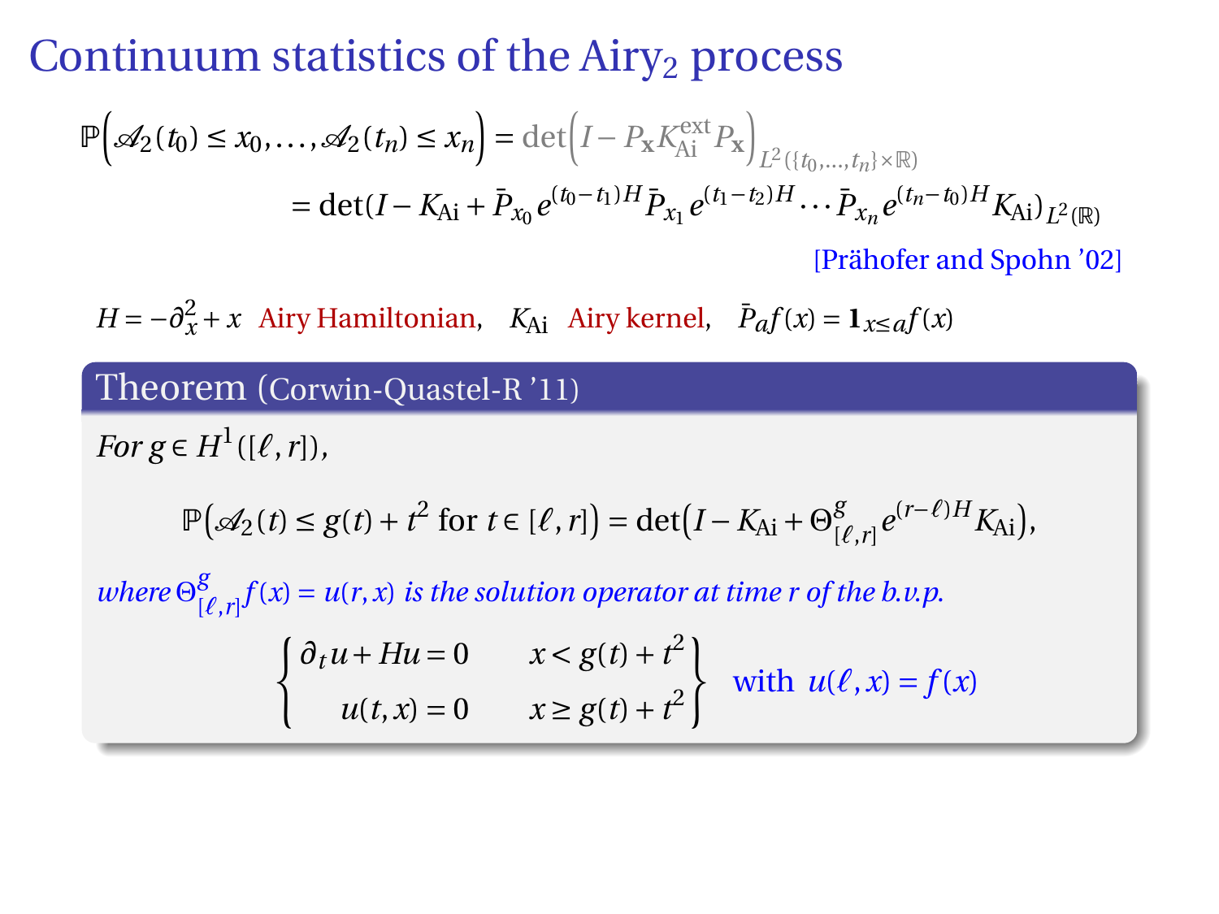# Continuum statistics of the Airy$_2$ process

$$\mathbb{P}\Big(\mathcal{A}_2(t_0) \le x_0, \ldots, \mathcal{A}_2(t_n) \le x_n\Big) = \det\Big(I - P_{\mathbf{x}} K^{\text{ext}}_{\text{Ai}} P_{\mathbf{x}}\Big)_{L^2(\{t_0,\ldots,t_n\}\times\mathbb{R})}$$

$$= \det(I - K_{\text{Ai}} + \bar{P}_{x_0} e^{(t_0-t_1)H} \bar{P}_{x_1} e^{(t_1-t_2)H} \cdots \bar{P}_{x_n} e^{(t_n-t_0)H} K_{\text{Ai}})_{L^2(\mathbb{R})}$$

[Prähofer and Spohn '02]

$H = -\partial_x^2 + x$ Airy Hamiltonian, $\quad K_{\text{Ai}}$ Airy kernel, $\quad \bar{P}_a f(x) = \mathbf{1}_{x \le a} f(x)$

**Theorem** (Corwin-Quastel-R '11)

*For $g \in H^1([\ell, r])$,*

$$\mathbb{P}\Big(\mathcal{A}_2(t) \le g(t) + t^2 \text{ for } t \in [\ell, r]\Big) = \det\Big(I - K_{\text{Ai}} + \Theta^g_{[\ell,r]} e^{(r-\ell)H} K_{\text{Ai}}\Big),$$

*where $\Theta^g_{[\ell,r]} f(x) = u(r,x)$ is the solution operator at time $r$ of the b.v.p.*

$$\left\{\begin{array}{ll} \partial_t u + Hu = 0 & x < g(t) + t^2 \\ u(t,x) = 0 & x \ge g(t) + t^2 \end{array}\right\} \quad \text{with } u(\ell, x) = f(x)$$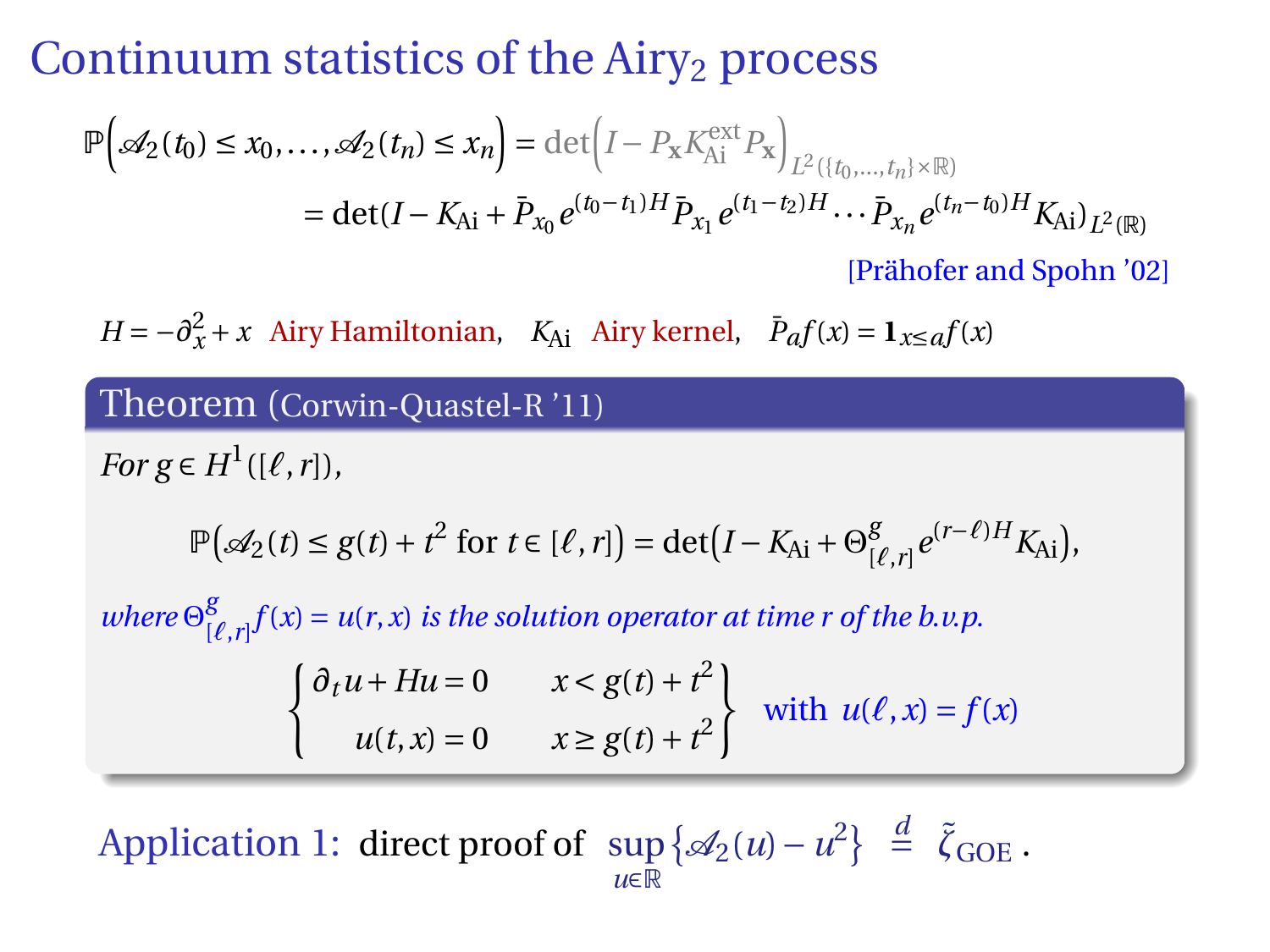# Continuum statistics of the Airy$_2$ process

$$\mathbb{P}\Big(\mathcal{A}_2(t_0) \le x_0, \ldots, \mathcal{A}_2(t_n) \le x_n\Big) = \det\Big(I - P_{\mathbf{x}} K^{\text{ext}}_{\text{Ai}} P_{\mathbf{x}}\Big)_{L^2(\{t_0,\ldots,t_n\}\times\mathbb{R})}$$

$$= \det(I - K_{\text{Ai}} + \bar{P}_{x_0} e^{(t_0-t_1)H} \bar{P}_{x_1} e^{(t_1-t_2)H} \cdots \bar{P}_{x_n} e^{(t_n-t_0)H} K_{\text{Ai}})_{L^2(\mathbb{R})}$$

[Prähofer and Spohn '02]

$H = -\partial_x^2 + x$ Airy Hamiltonian, $K_{\text{Ai}}$ Airy kernel, $\bar{P}_a f(x) = \mathbf{1}_{x\le a} f(x)$

**Theorem** (Corwin-Quastel-R '11)

*For $g \in H^1([\ell, r])$,*

$$\mathbb{P}\Big(\mathcal{A}_2(t) \le g(t) + t^2 \text{ for } t \in [\ell, r]\Big) = \det\Big(I - K_{\text{Ai}} + \Theta^g_{[\ell,r]} e^{(r-\ell)H} K_{\text{Ai}}\Big),$$

*where $\Theta^g_{[\ell,r]} f(x) = u(r,x)$ is the solution operator at time $r$ of the b.v.p.*

$$\begin{Bmatrix} \partial_t u + Hu = 0 & x < g(t) + t^2 \\ u(t,x) = 0 & x \ge g(t) + t^2 \end{Bmatrix} \quad \text{with } u(\ell, x) = f(x)$$

Application 1: direct proof of $\sup_{u\in\mathbb{R}} \big\{\mathcal{A}_2(u) - u^2\big\} \overset{d}{=} \tilde{\zeta}_{\text{GOE}}$.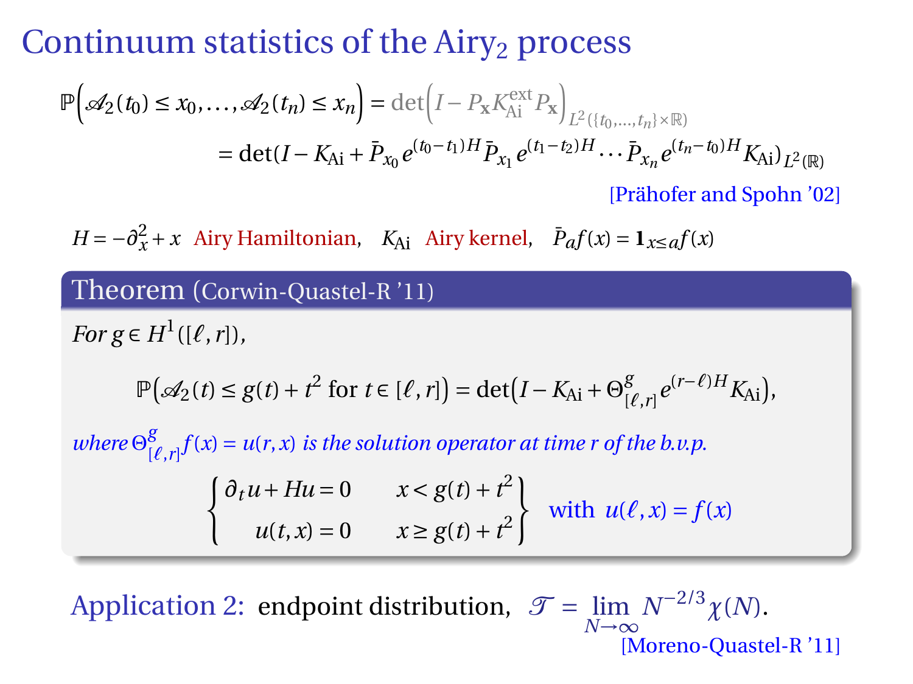# Continuum statistics of the Airy$_2$ process

$$\mathbb{P}\Big(\mathscr{A}_2(t_0) \le x_0, \ldots, \mathscr{A}_2(t_n) \le x_n\Big) = \det\Big(I - P_{\mathbf{x}} K_{\mathrm{Ai}}^{\mathrm{ext}} P_{\mathbf{x}}\Big)_{L^2(\{t_0,\ldots,t_n\}\times\mathbb{R})}$$

$$= \det(I - K_{\mathrm{Ai}} + \bar{P}_{x_0} e^{(t_0-t_1)H} \bar{P}_{x_1} e^{(t_1-t_2)H} \cdots \bar{P}_{x_n} e^{(t_n-t_0)H} K_{\mathrm{Ai}})_{L^2(\mathbb{R})}$$

[Prähofer and Spohn '02]

$H = -\partial_x^2 + x$ Airy Hamiltonian, $K_{\mathrm{Ai}}$ Airy kernel, $\bar{P}_a f(x) = \mathbf{1}_{x \le a} f(x)$

**Theorem** (Corwin-Quastel-R '11)

*For $g \in H^1([\ell, r])$,*

$$\mathbb{P}\Big(\mathscr{A}_2(t) \le g(t) + t^2 \text{ for } t \in [\ell, r]\Big) = \det\Big(I - K_{\mathrm{Ai}} + \Theta^g_{[\ell,r]} e^{(r-\ell)H} K_{\mathrm{Ai}}\Big),$$

*where $\Theta^g_{[\ell,r]} f(x) = u(r,x)$ is the solution operator at time $r$ of the b.v.p.*

$$\left\{\begin{array}{ll} \partial_t u + Hu = 0 & x < g(t) + t^2 \\ u(t,x) = 0 & x \ge g(t) + t^2 \end{array}\right\} \quad \text{with } u(\ell, x) = f(x)$$

Application 2: endpoint distribution, $\mathscr{T} = \lim_{N\to\infty} N^{-2/3} \chi(N)$.

[Moreno-Quastel-R '11]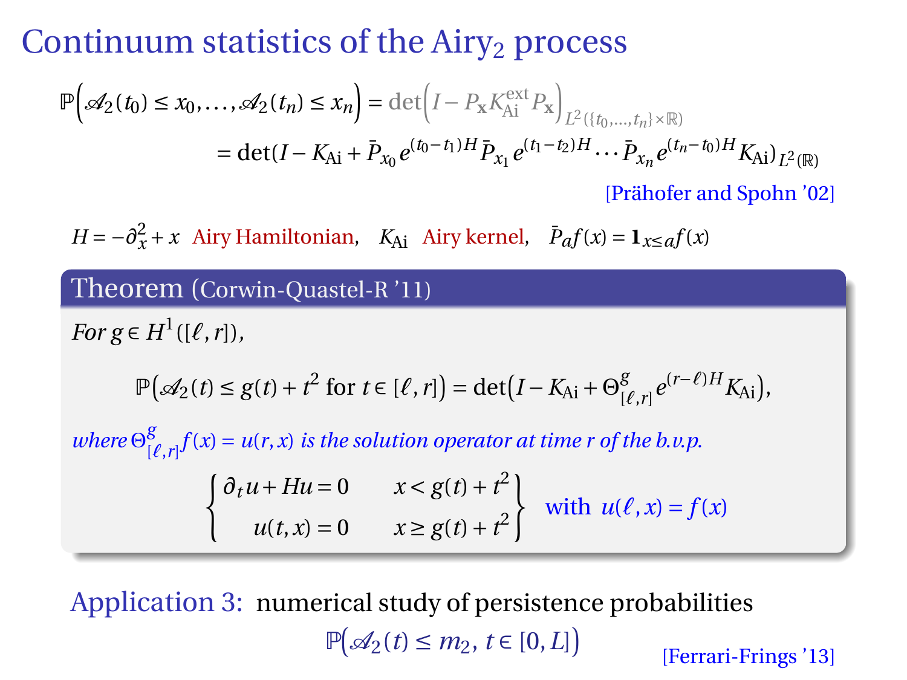# Continuum statistics of the Airy$_2$ process

$$\mathbb{P}\Big(\mathscr{A}_2(t_0) \leq x_0, \ldots, \mathscr{A}_2(t_n) \leq x_n\Big) = \det\Big(I - P_{\mathbf{x}} K_{\mathrm{Ai}}^{\mathrm{ext}} P_{\mathbf{x}}\Big)_{L^2(\{t_0,\ldots,t_n\}\times\mathbb{R})}$$

$$= \det(I - K_{\mathrm{Ai}} + \bar{P}_{x_0} e^{(t_0-t_1)H} \bar{P}_{x_1} e^{(t_1-t_2)H} \cdots \bar{P}_{x_n} e^{(t_n-t_0)H} K_{\mathrm{Ai}})_{L^2(\mathbb{R})}$$

[Prähofer and Spohn '02]

$H = -\partial_x^2 + x$ Airy Hamiltonian, $K_{\mathrm{Ai}}$ Airy kernel, $\bar{P}_a f(x) = \mathbf{1}_{x \leq a} f(x)$

**Theorem** (Corwin-Quastel-R '11)

*For* $g \in H^1([\ell, r])$,

$$\mathbb{P}\Big(\mathscr{A}_2(t) \leq g(t) + t^2 \text{ for } t \in [\ell, r]\Big) = \det\Big(I - K_{\mathrm{Ai}} + \Theta^g_{[\ell,r]} e^{(r-\ell)H} K_{\mathrm{Ai}}\Big),$$

*where* $\Theta^g_{[\ell,r]} f(x) = u(r,x)$ *is the solution operator at time* $r$ *of the b.v.p.*

$$\begin{Bmatrix} \partial_t u + Hu = 0 & x < g(t) + t^2 \\ u(t,x) = 0 & x \geq g(t) + t^2 \end{Bmatrix} \quad \text{with } u(\ell, x) = f(x)$$

Application 3: numerical study of persistence probabilities

$$\mathbb{P}\Big(\mathscr{A}_2(t) \leq m_2,\ t \in [0, L]\Big)$$

[Ferrari-Frings '13]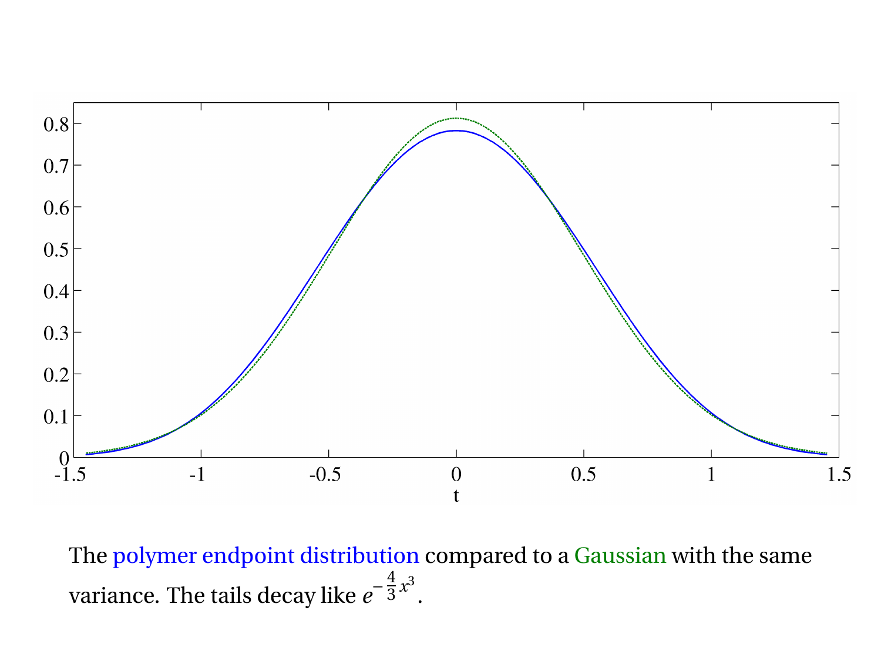The polymer endpoint distribution compared to a Gaussian with the same variance. The tails decay like $e^{-\frac{4}{3}x^3}$.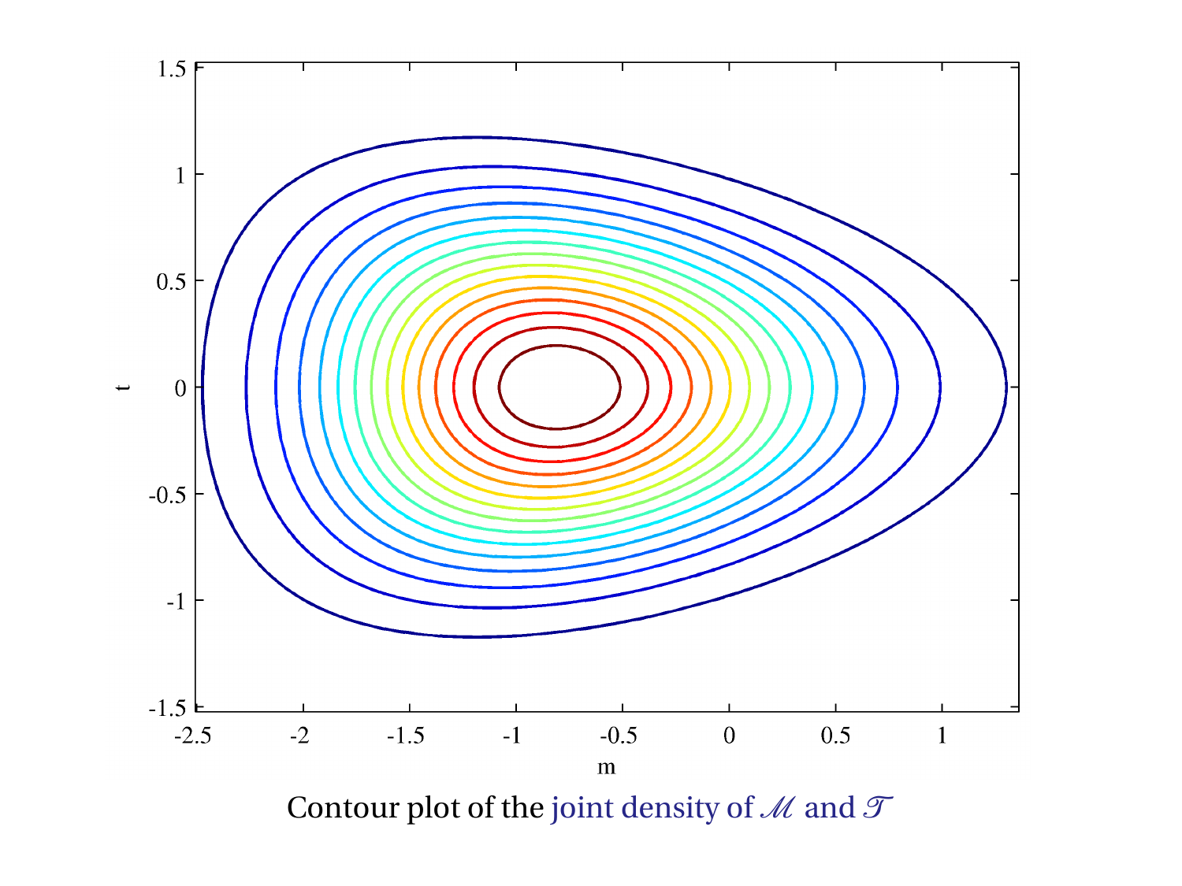Contour plot of the joint density of $\mathscr{M}$ and $\mathscr{T}$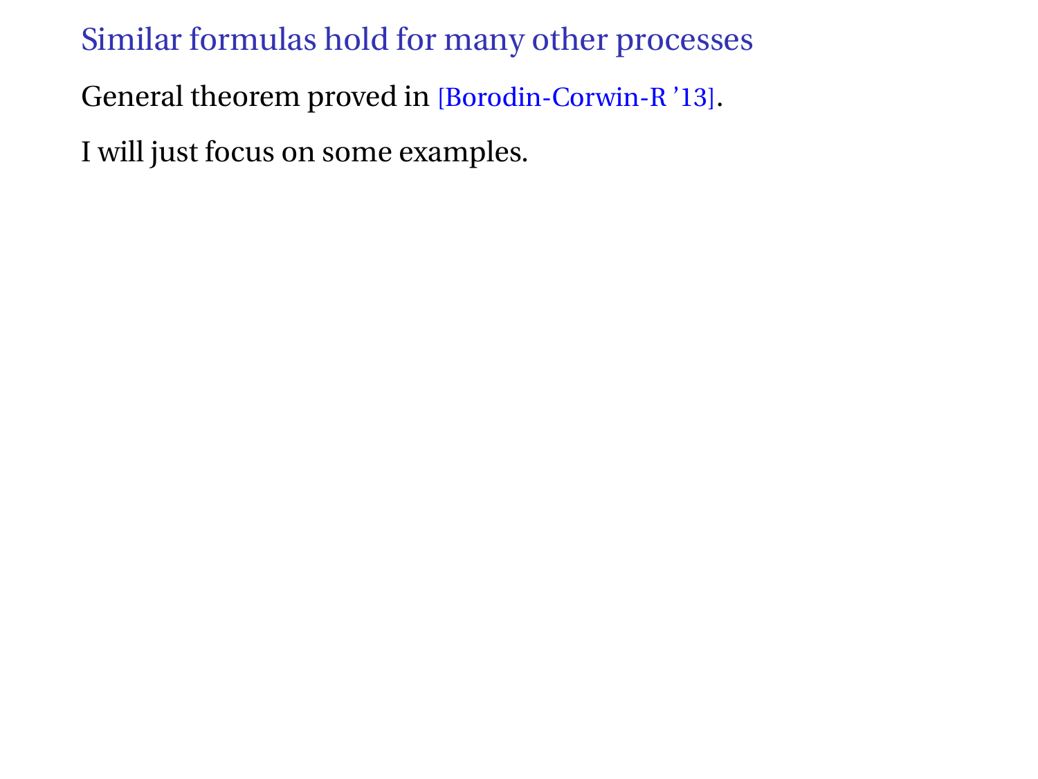# Similar formulas hold for many other processes

General theorem proved in [Borodin-Corwin-R '13].

I will just focus on some examples.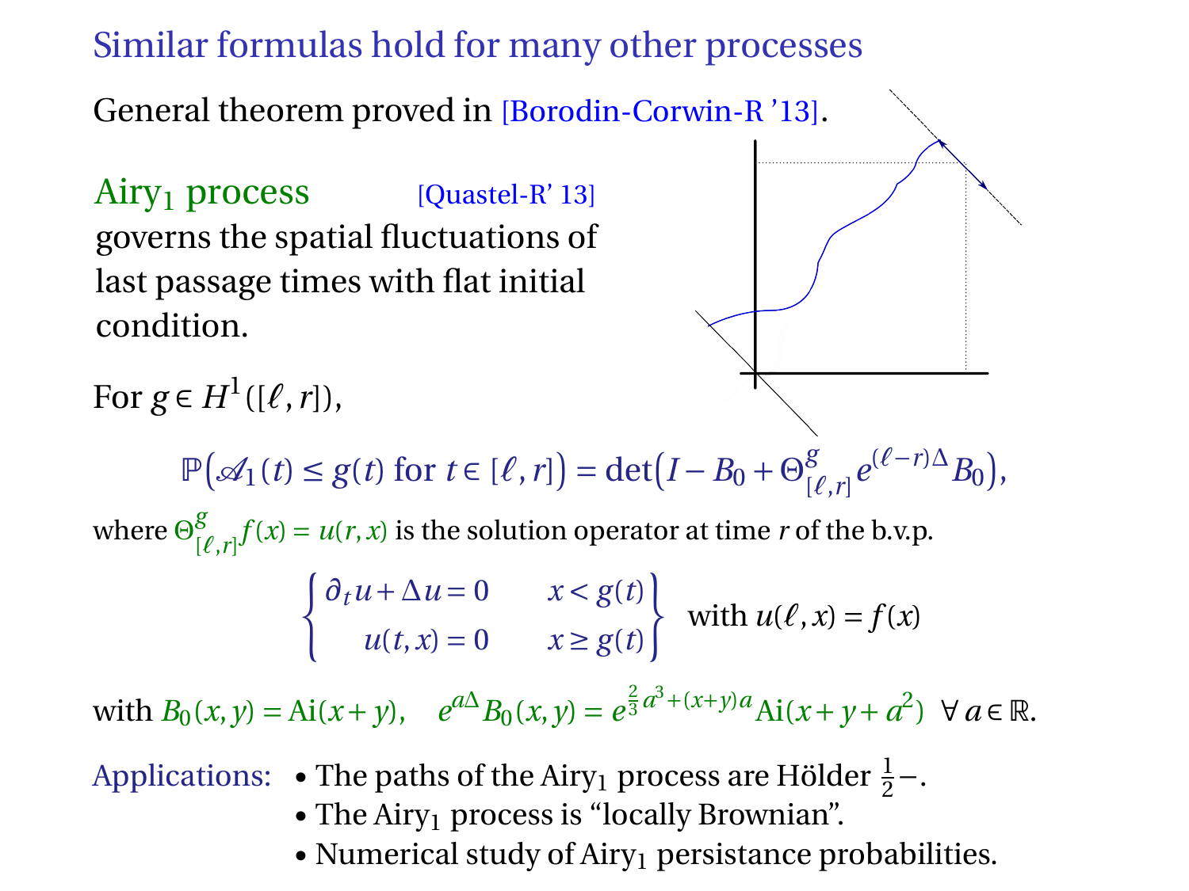## Similar formulas hold for many other processes

General theorem proved in [Borodin-Corwin-R '13].

### Airy$_1$ process [Quastel-R' 13]

governs the spatial fluctuations of last passage times with flat initial condition.

For $g \in H^1([\ell, r])$,

$$\mathbb{P}\big(\mathscr{A}_1(t) \leq g(t) \text{ for } t \in [\ell, r]\big) = \det\big(I - B_0 + \Theta^g_{[\ell,r]} e^{(\ell - r)\Delta} B_0\big),$$

where $\Theta^g_{[\ell,r]} f(x) = u(r, x)$ is the solution operator at time $r$ of the b.v.p.

$$\left\{ \begin{array}{ll} \partial_t u + \Delta u = 0 & x < g(t) \\ u(t,x) = 0 & x \geq g(t) \end{array} \right\} \text{ with } u(\ell, x) = f(x)$$

with $B_0(x, y) = \mathrm{Ai}(x + y)$, $\quad e^{a\Delta} B_0(x, y) = e^{\frac{2}{3}a^3 + (x+y)a} \mathrm{Ai}(x + y + a^2) \ \ \forall\, a \in \mathbb{R}$.

Applications:
- The paths of the Airy$_1$ process are Hölder $\frac{1}{2}-$.
- The Airy$_1$ process is "locally Brownian".
- Numerical study of Airy$_1$ persistance probabilities.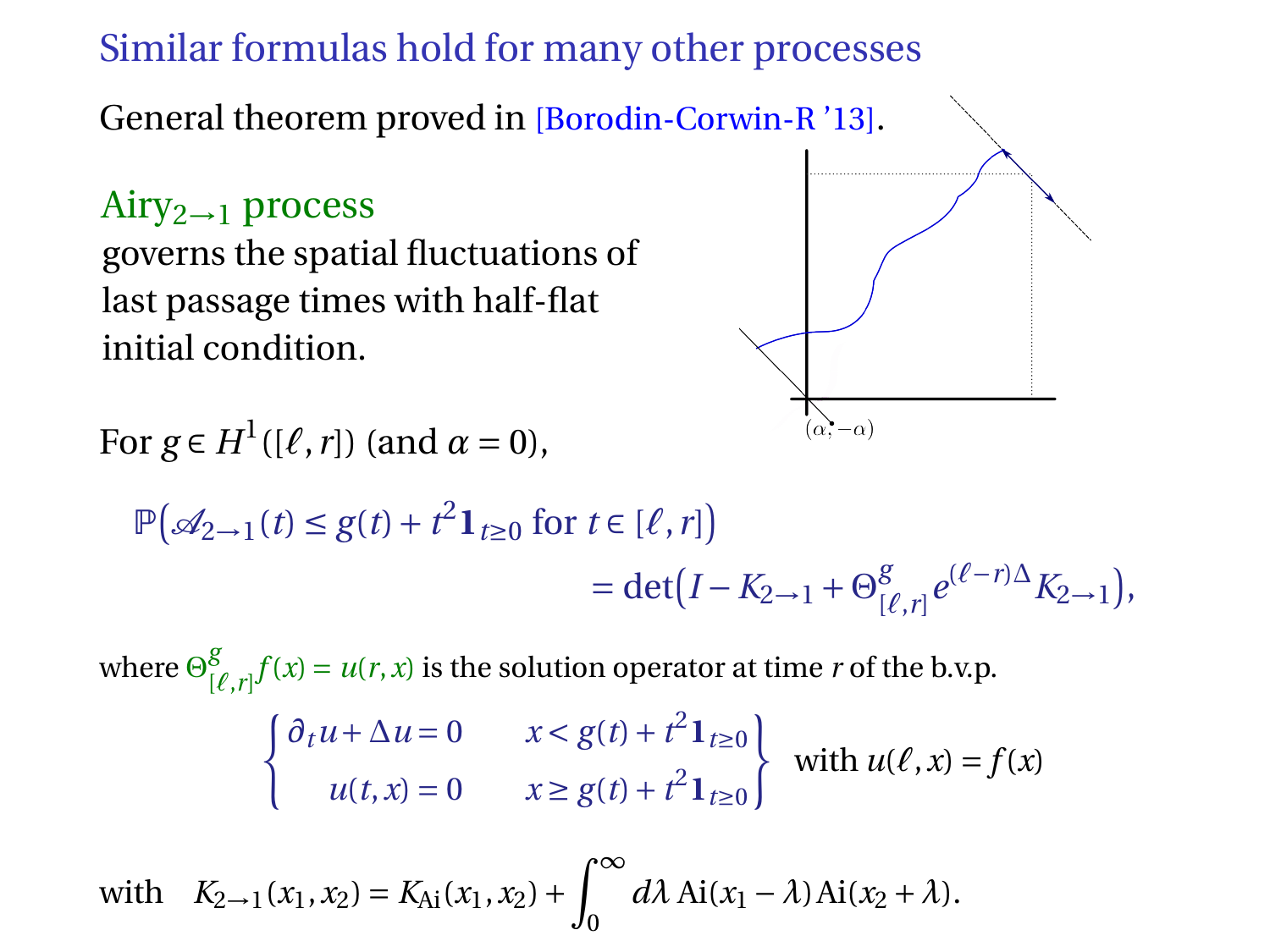# Similar formulas hold for many other processes

General theorem proved in [Borodin-Corwin-R '13].

## Airy$_{2\to 1}$ process

governs the spatial fluctuations of last passage times with half-flat initial condition.

$(\alpha, -\alpha)$

For $g \in H^1([\ell, r])$ (and $\alpha = 0$),

$$\mathbb{P}\big(\mathscr{A}_{2\to 1}(t) \le g(t) + t^2 \mathbf{1}_{t\ge 0} \text{ for } t \in [\ell, r]\big) = \det\big(I - K_{2\to 1} + \Theta^{g}_{[\ell,r]} e^{(\ell - r)\Delta} K_{2\to 1}\big),$$

where $\Theta^{g}_{[\ell,r]} f(x) = u(r,x)$ is the solution operator at time $r$ of the b.v.p.

$$\begin{cases} \partial_t u + \Delta u = 0 & x < g(t) + t^2 \mathbf{1}_{t\ge 0} \\ u(t,x) = 0 & x \ge g(t) + t^2 \mathbf{1}_{t\ge 0} \end{cases} \quad \text{with } u(\ell, x) = f(x)$$

with $\quad K_{2\to 1}(x_1, x_2) = K_{\mathrm{Ai}}(x_1, x_2) + \displaystyle\int_0^\infty d\lambda\, \mathrm{Ai}(x_1 - \lambda)\,\mathrm{Ai}(x_2 + \lambda).$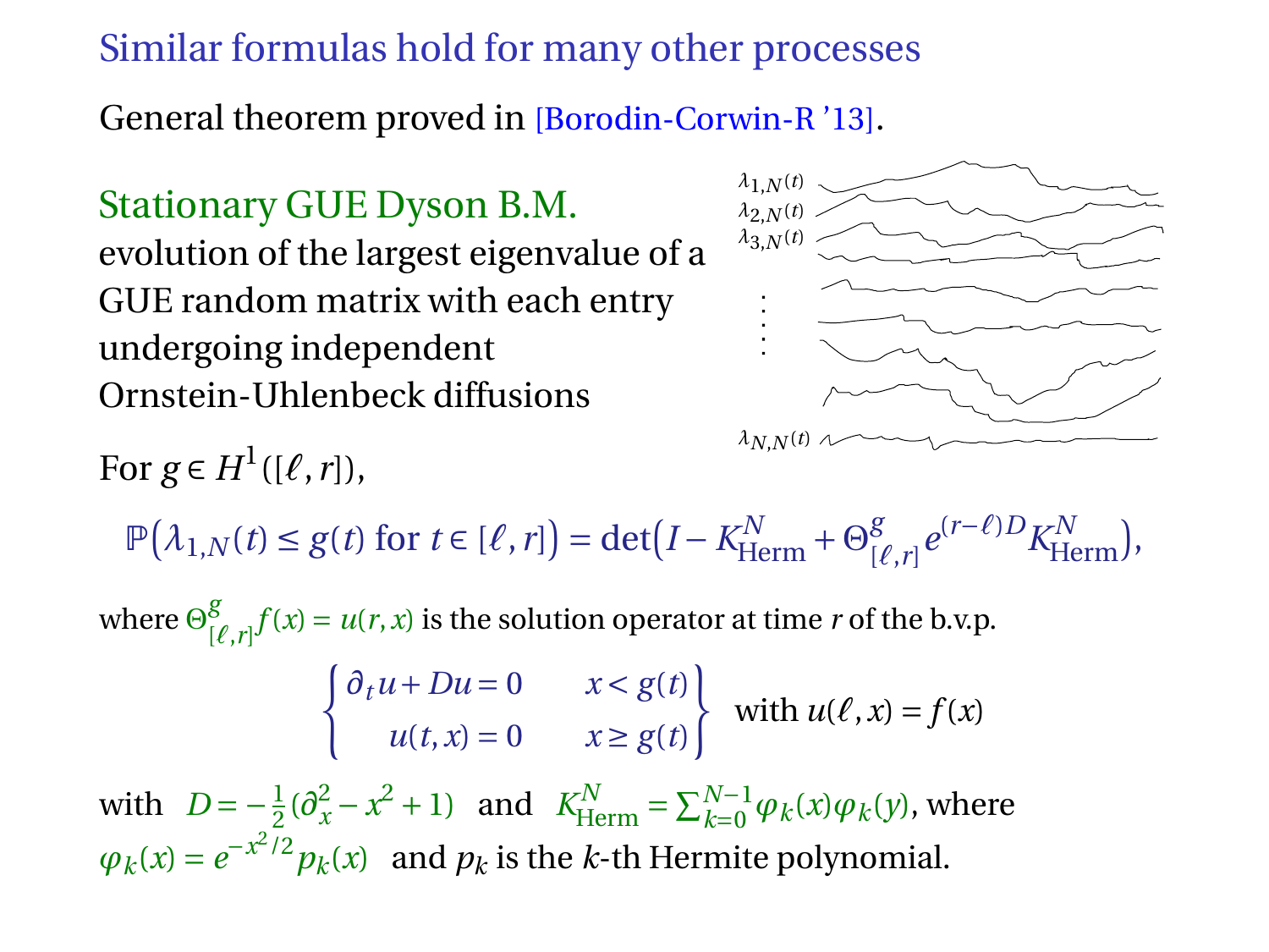# Similar formulas hold for many other processes

General theorem proved in [Borodin-Corwin-R '13].

## Stationary GUE Dyson B.M.

evolution of the largest eigenvalue of a GUE random matrix with each entry undergoing independent Ornstein-Uhlenbeck diffusions

$\lambda_{1,N}(t)$, $\lambda_{2,N}(t)$, $\lambda_{3,N}(t)$, $\vdots$, $\lambda_{N,N}(t)$

For $g \in H^1([\ell, r])$,

$$\mathbb{P}\big(\lambda_{1,N}(t) \leq g(t) \text{ for } t \in [\ell, r]\big) = \det\big(I - K^N_{\mathrm{Herm}} + \Theta^g_{[\ell,r]} e^{(r-\ell)D} K^N_{\mathrm{Herm}}\big),$$

where $\Theta^g_{[\ell,r]} f(x) = u(r,x)$ is the solution operator at time $r$ of the b.v.p.

$$\begin{Bmatrix} \partial_t u + Du = 0 & x < g(t) \\ u(t,x) = 0 & x \geq g(t) \end{Bmatrix} \quad \text{with } u(\ell, x) = f(x)$$

with $D = -\frac{1}{2}(\partial_x^2 - x^2 + 1)$ and $K^N_{\mathrm{Herm}} = \sum_{k=0}^{N-1} \varphi_k(x)\varphi_k(y)$, where $\varphi_k(x) = e^{-x^2/2} p_k(x)$ and $p_k$ is the $k$-th Hermite polynomial.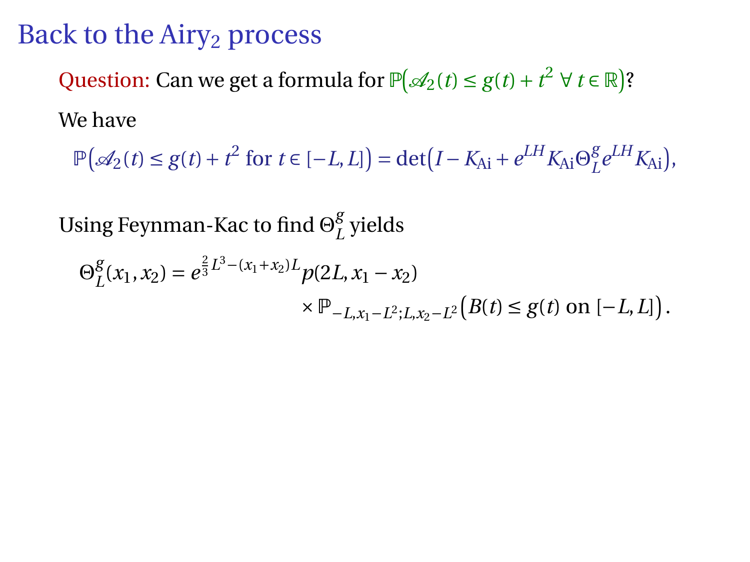# Back to the Airy$_2$ process

Question: Can we get a formula for $\mathbb{P}\big(\mathscr{A}_2(t) \le g(t) + t^2 \ \forall\, t \in \mathbb{R}\big)$?

We have

$$\mathbb{P}\Big(\mathscr{A}_2(t) \le g(t) + t^2 \text{ for } t \in [-L, L]\Big) = \det\Big(I - K_{\mathrm{Ai}} + e^{LH} K_{\mathrm{Ai}} \Theta_L^g e^{LH} K_{\mathrm{Ai}}\Big),$$

Using Feynman-Kac to find $\Theta_L^g$ yields

$$\Theta_L^g(x_1, x_2) = e^{\frac{2}{3}L^3 - (x_1 + x_2)L} p(2L, x_1 - x_2) \\ \times \mathbb{P}_{-L, x_1 - L^2; L, x_2 - L^2}\Big(B(t) \le g(t) \text{ on } [-L, L]\Big).$$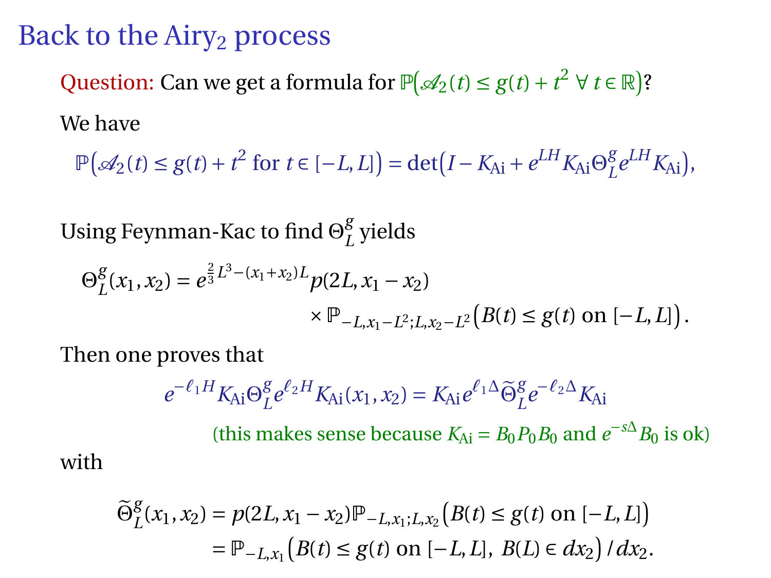# Back to the Airy$_2$ process

Question: Can we get a formula for $\mathbb{P}\big(\mathscr{A}_2(t) \le g(t) + t^2 \ \forall\, t \in \mathbb{R}\big)$?

We have

$$\mathbb{P}\big(\mathscr{A}_2(t) \le g(t) + t^2 \text{ for } t \in [-L, L]\big) = \det\big(I - K_{\mathrm{Ai}} + e^{LH} K_{\mathrm{Ai}} \Theta_L^g e^{LH} K_{\mathrm{Ai}}\big),$$

Using Feynman-Kac to find $\Theta_L^g$ yields

$$\Theta_L^g(x_1, x_2) = e^{\frac{2}{3}L^3 - (x_1 + x_2)L} p(2L, x_1 - x_2) \times \mathbb{P}_{-L, x_1 - L^2; L, x_2 - L^2}\big(B(t) \le g(t) \text{ on } [-L, L]\big).$$

Then one proves that

$$e^{-\ell_1 H} K_{\mathrm{Ai}} \Theta_L^g e^{\ell_2 H} K_{\mathrm{Ai}}(x_1, x_2) = K_{\mathrm{Ai}} e^{\ell_1 \Delta} \widetilde{\Theta}_L^g e^{-\ell_2 \Delta} K_{\mathrm{Ai}}$$

(this makes sense because $K_{\mathrm{Ai}} = B_0 P_0 B_0$ and $e^{-s\Delta} B_0$ is ok)

with

$$\widetilde{\Theta}_L^g(x_1, x_2) = p(2L, x_1 - x_2) \mathbb{P}_{-L, x_1; L, x_2}\big(B(t) \le g(t) \text{ on } [-L, L]\big)$$
$$= \mathbb{P}_{-L, x_1}\big(B(t) \le g(t) \text{ on } [-L, L],\ B(L) \in dx_2\big) / dx_2.$$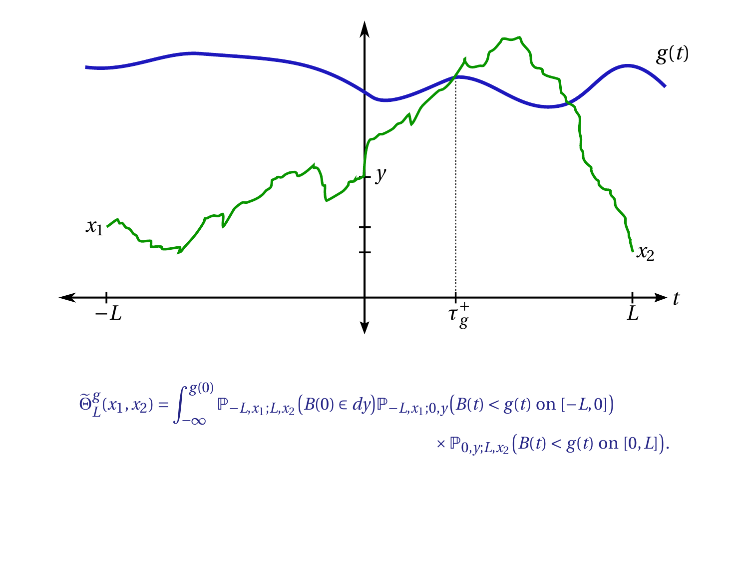$$\widetilde{\Theta}_L^g(x_1,x_2) = \int_{-\infty}^{g(0)} \mathbb{P}_{-L,x_1;L,x_2}\big(B(0)\in dy\big)\mathbb{P}_{-L,x_1;0,y}\big(B(t)<g(t) \text{ on } [-L,0]\big) \times \mathbb{P}_{0,y;L,x_2}\big(B(t)<g(t) \text{ on } [0,L]\big).$$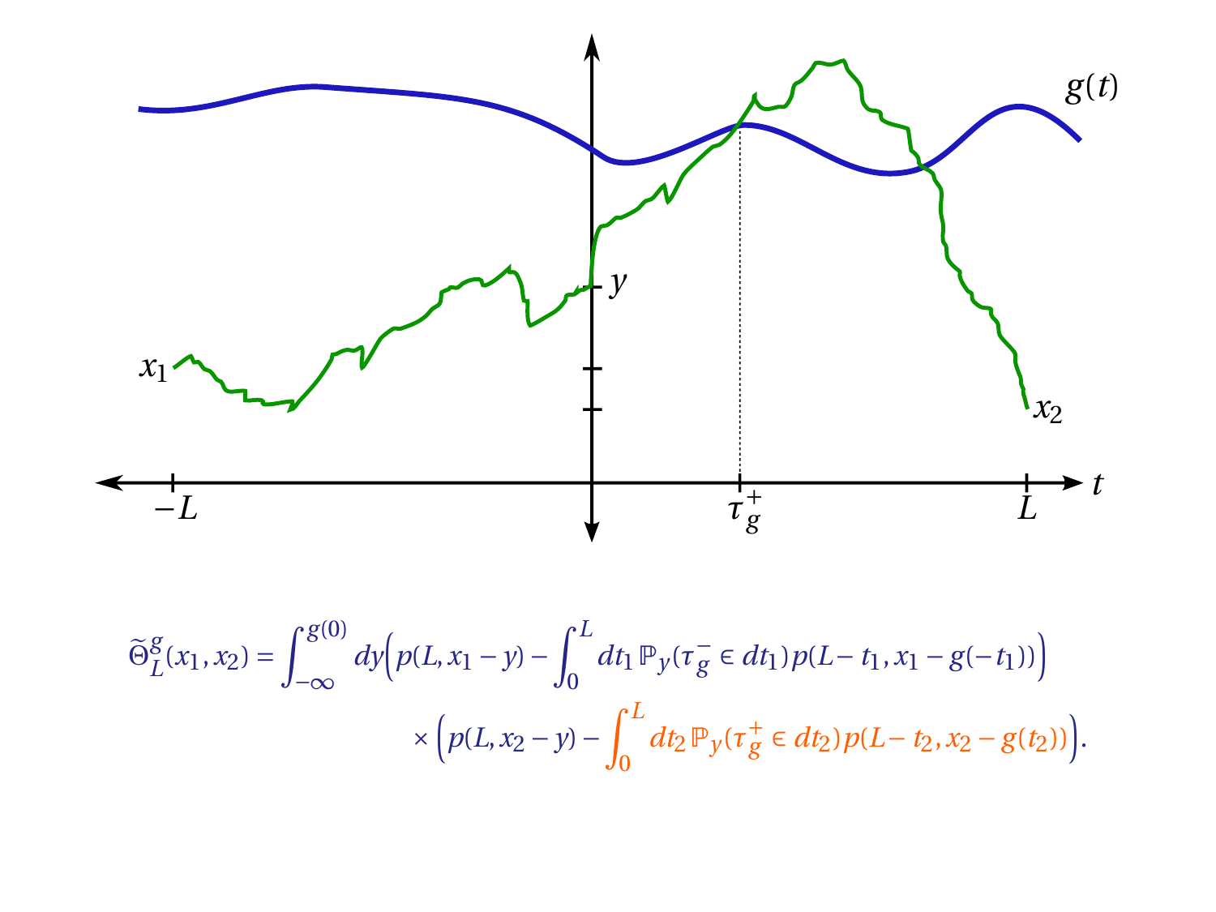$$\widetilde{\Theta}^{g}_{L}(x_1,x_2) = \int_{-\infty}^{g(0)} dy \Big( p(L, x_1 - y) - \int_0^L dt_1\, \mathbb{P}_y(\tau_g^- \in dt_1)\, p(L - t_1, x_1 - g(-t_1)) \Big)$$

$$\times \Big( p(L, x_2 - y) - \int_0^L dt_2\, \mathbb{P}_y(\tau_g^+ \in dt_2)\, p(L - t_2, x_2 - g(t_2)) \Big).$$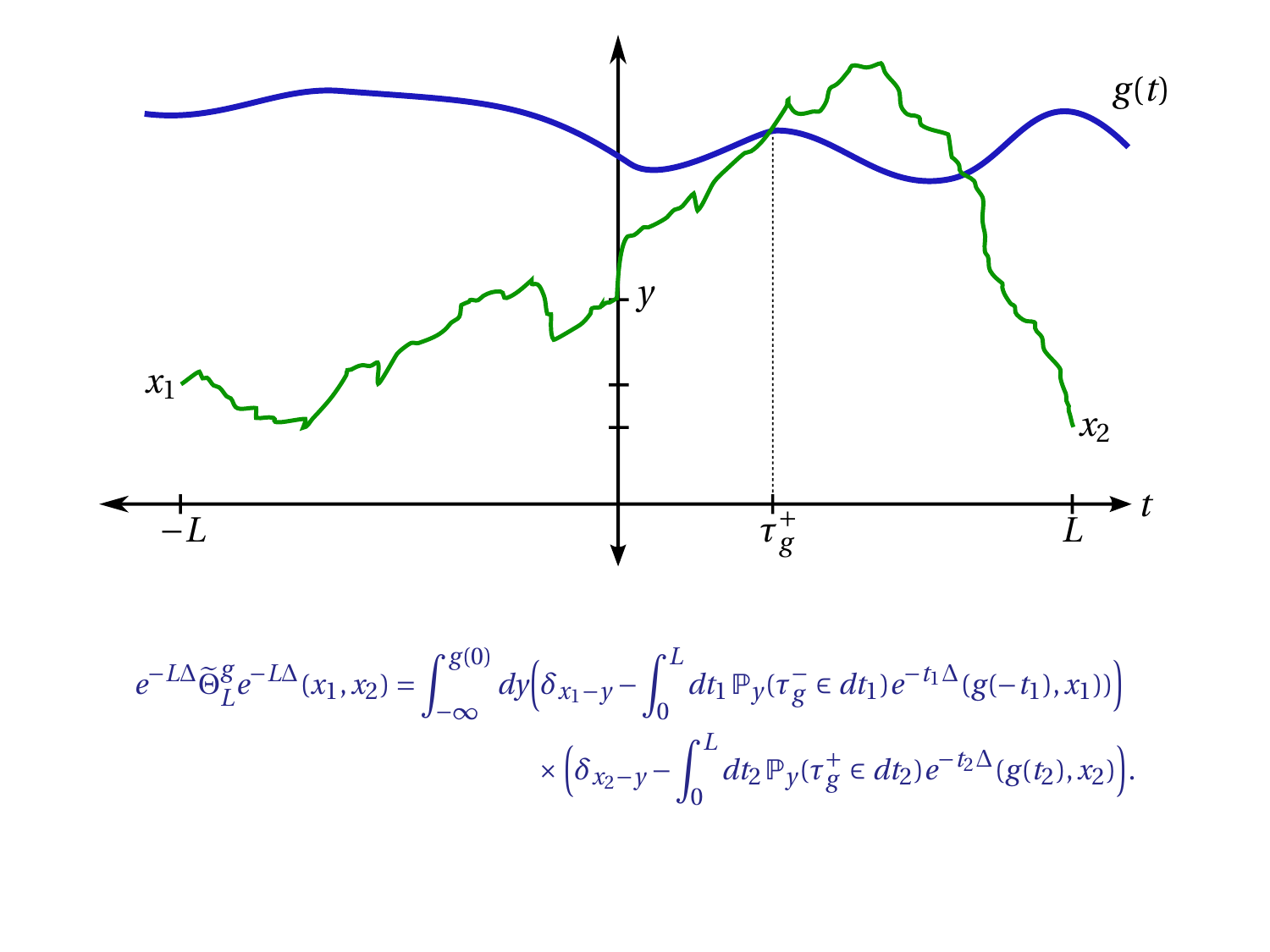$$e^{-L\Delta}\widetilde{\Theta}_L^g e^{-L\Delta}(x_1, x_2) = \int_{-\infty}^{g(0)} dy \Big(\delta_{x_1-y} - \int_0^L dt_1\, \mathbb{P}_y(\tau_g^- \in dt_1) e^{-t_1\Delta}(g(-t_1), x_1))\Big)$$
$$\times \Big(\delta_{x_2-y} - \int_0^L dt_2\, \mathbb{P}_y(\tau_g^+ \in dt_2) e^{-t_2\Delta}(g(t_2), x_2)\Big).$$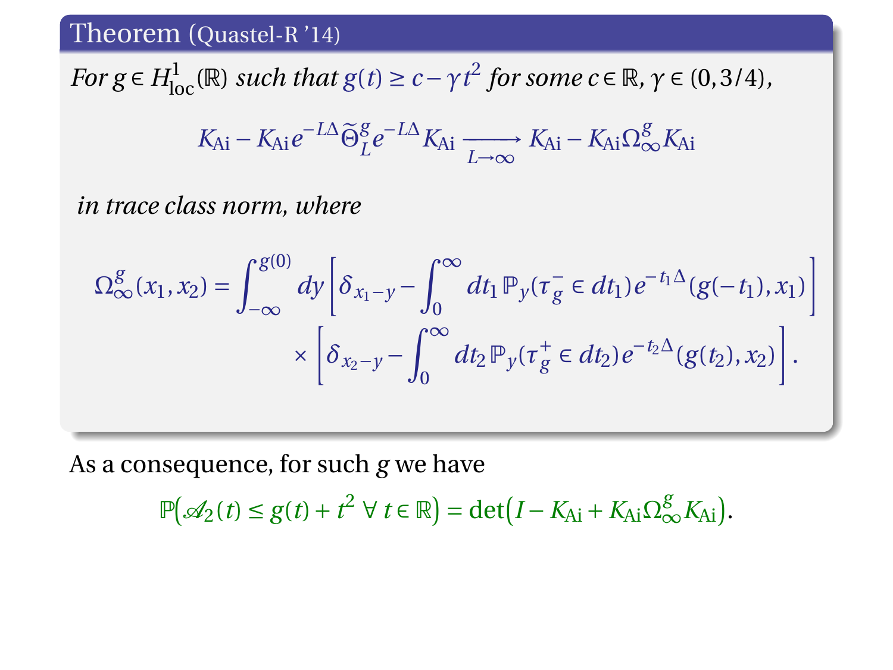**Theorem** (Quastel-R '14)

*For $g \in H^1_{\mathrm{loc}}(\mathbb{R})$ such that $g(t) \geq c - \gamma t^2$ for some $c \in \mathbb{R}$, $\gamma \in (0, 3/4)$,*

$$K_{\mathrm{Ai}} - K_{\mathrm{Ai}} e^{-L\Delta} \widetilde{\Theta}^g_L e^{-L\Delta} K_{\mathrm{Ai}} \xrightarrow[L\to\infty]{} K_{\mathrm{Ai}} - K_{\mathrm{Ai}} \Omega^g_\infty K_{\mathrm{Ai}}$$

*in trace class norm, where*

$$\Omega^g_\infty(x_1, x_2) = \int_{-\infty}^{g(0)} dy \left[\delta_{x_1 - y} - \int_0^\infty dt_1 \, \mathbb{P}_y(\tau^-_g \in dt_1) e^{-t_1 \Delta}(g(-t_1), x_1)\right] \times \left[\delta_{x_2 - y} - \int_0^\infty dt_2 \, \mathbb{P}_y(\tau^+_g \in dt_2) e^{-t_2 \Delta}(g(t_2), x_2)\right].$$

As a consequence, for such $g$ we have

$$\mathbb{P}\big(\mathscr{A}_2(t) \leq g(t) + t^2 \ \forall\, t \in \mathbb{R}\big) = \det\big(I - K_{\mathrm{Ai}} + K_{\mathrm{Ai}} \Omega^g_\infty K_{\mathrm{Ai}}\big).$$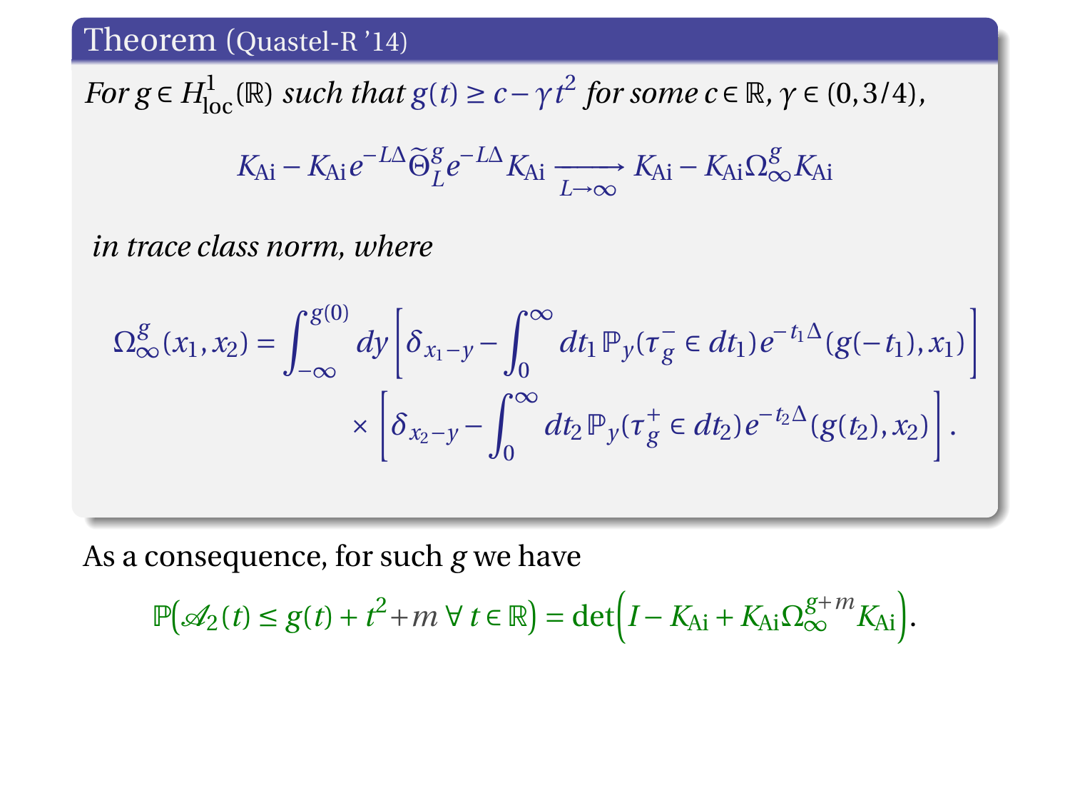**Theorem** (Quastel-R '14)

*For $g \in H^1_{\mathrm{loc}}(\mathbb{R})$ such that $g(t) \geq c - \gamma t^2$ for some $c \in \mathbb{R}$, $\gamma \in (0, 3/4)$,*

$$K_{\mathrm{Ai}} - K_{\mathrm{Ai}} e^{-L\Delta} \widetilde{\Theta}^g_L e^{-L\Delta} K_{\mathrm{Ai}} \xrightarrow[L\to\infty]{} K_{\mathrm{Ai}} - K_{\mathrm{Ai}} \Omega^g_\infty K_{\mathrm{Ai}}$$

*in trace class norm, where*

$$\Omega^g_\infty(x_1, x_2) = \int_{-\infty}^{g(0)} dy \left[ \delta_{x_1 - y} - \int_0^\infty dt_1\, \mathbb{P}_y(\tau^-_g \in dt_1) e^{-t_1\Delta}(g(-t_1), x_1) \right] \times \left[ \delta_{x_2 - y} - \int_0^\infty dt_2\, \mathbb{P}_y(\tau^+_g \in dt_2) e^{-t_2\Delta}(g(t_2), x_2) \right].$$

As a consequence, for such $g$ we have

$$\mathbb{P}\Big(\mathscr{A}_2(t) \leq g(t) + t^2 + m\ \forall\, t \in \mathbb{R}\Big) = \det\Big(I - K_{\mathrm{Ai}} + K_{\mathrm{Ai}} \Omega^{g+m}_\infty K_{\mathrm{Ai}}\Big).$$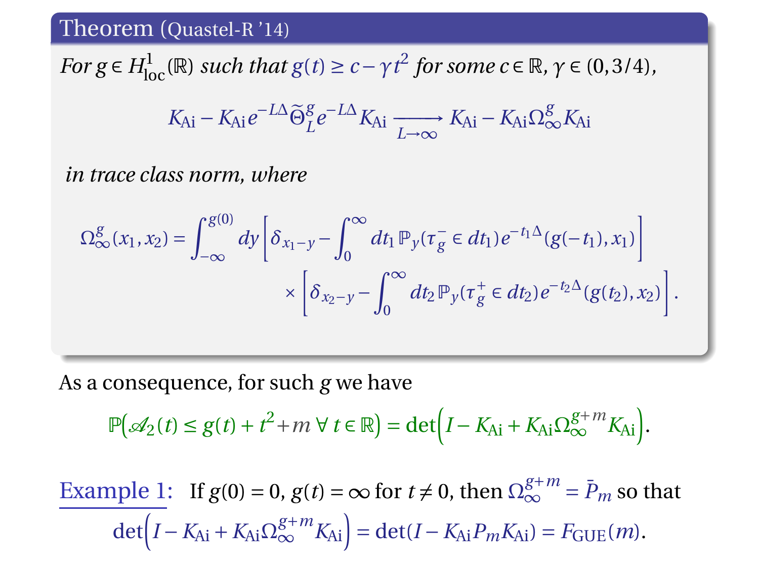**Theorem** (Quastel-R '14)

*For $g \in H^1_{\mathrm{loc}}(\mathbb{R})$ such that $g(t) \geq c - \gamma t^2$ for some $c \in \mathbb{R}$, $\gamma \in (0, 3/4)$,*

$$K_{\mathrm{Ai}} - K_{\mathrm{Ai}} e^{-L\Delta} \widetilde{\Theta}^g_L e^{-L\Delta} K_{\mathrm{Ai}} \xrightarrow[L\to\infty]{} K_{\mathrm{Ai}} - K_{\mathrm{Ai}} \Omega^g_\infty K_{\mathrm{Ai}}$$

*in trace class norm, where*

$$\Omega^g_\infty(x_1, x_2) = \int_{-\infty}^{g(0)} dy \left[\delta_{x_1 - y} - \int_0^\infty dt_1\, \mathbb{P}_y(\tau^-_g \in dt_1) e^{-t_1 \Delta}(g(-t_1), x_1)\right] \times \left[\delta_{x_2 - y} - \int_0^\infty dt_2\, \mathbb{P}_y(\tau^+_g \in dt_2) e^{-t_2 \Delta}(g(t_2), x_2)\right].$$

As a consequence, for such $g$ we have

$$\mathbb{P}\big(\mathscr{A}_2(t) \leq g(t) + t^2 + m \ \forall\, t \in \mathbb{R}\big) = \det\Big(I - K_{\mathrm{Ai}} + K_{\mathrm{Ai}} \Omega^{g+m}_\infty K_{\mathrm{Ai}}\Big).$$

Example 1: If $g(0) = 0$, $g(t) = \infty$ for $t \neq 0$, then $\Omega^{g+m}_\infty = \bar{P}_m$ so that

$$\det\Big(I - K_{\mathrm{Ai}} + K_{\mathrm{Ai}} \Omega^{g+m}_\infty K_{\mathrm{Ai}}\Big) = \det(I - K_{\mathrm{Ai}} P_m K_{\mathrm{Ai}}) = F_{\mathrm{GUE}}(m).$$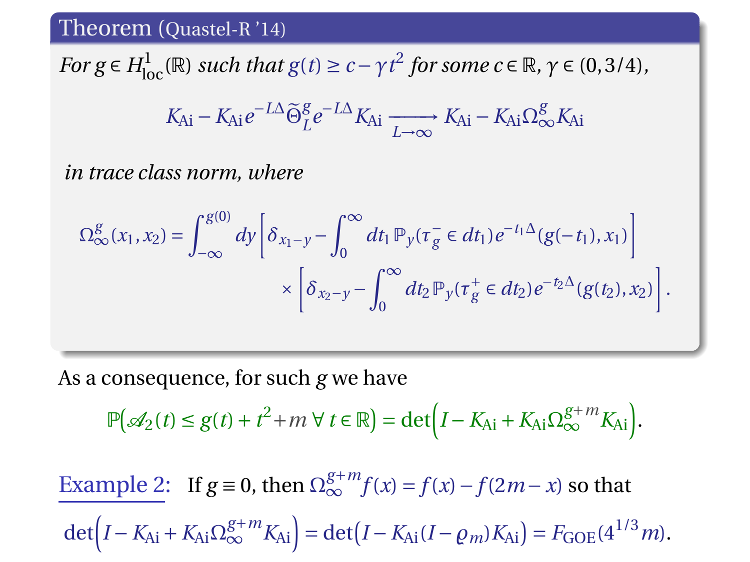**Theorem** (Quastel-R '14)

*For $g \in H^1_{\text{loc}}(\mathbb{R})$ such that $g(t) \geq c - \gamma t^2$ for some $c \in \mathbb{R}$, $\gamma \in (0, 3/4)$,*

$$K_{\text{Ai}} - K_{\text{Ai}} e^{-L\Delta} \widetilde{\Theta}^g_L e^{-L\Delta} K_{\text{Ai}} \xrightarrow[L \to \infty]{} K_{\text{Ai}} - K_{\text{Ai}} \Omega^g_\infty K_{\text{Ai}}$$

*in trace class norm, where*

$$\Omega^g_\infty(x_1, x_2) = \int_{-\infty}^{g(0)} dy \left[ \delta_{x_1 - y} - \int_0^\infty dt_1 \, \mathbb{P}_y(\tau^-_g \in dt_1) e^{-t_1 \Delta}(g(-t_1), x_1) \right] \times \left[ \delta_{x_2 - y} - \int_0^\infty dt_2 \, \mathbb{P}_y(\tau^+_g \in dt_2) e^{-t_2 \Delta}(g(t_2), x_2) \right].$$

As a consequence, for such $g$ we have

$$\mathbb{P}\Big(\mathscr{A}_2(t) \leq g(t) + t^2 + m \ \forall\, t \in \mathbb{R}\Big) = \det\Big(I - K_{\text{Ai}} + K_{\text{Ai}} \Omega^{g+m}_\infty K_{\text{Ai}}\Big).$$

Example 2: If $g \equiv 0$, then $\Omega^{g+m}_\infty f(x) = f(x) - f(2m - x)$ so that

$$\det\Big(I - K_{\text{Ai}} + K_{\text{Ai}} \Omega^{g+m}_\infty K_{\text{Ai}}\Big) = \det\big(I - K_{\text{Ai}}(I - \varrho_m) K_{\text{Ai}}\big) = F_{\text{GOE}}(4^{1/3} m).$$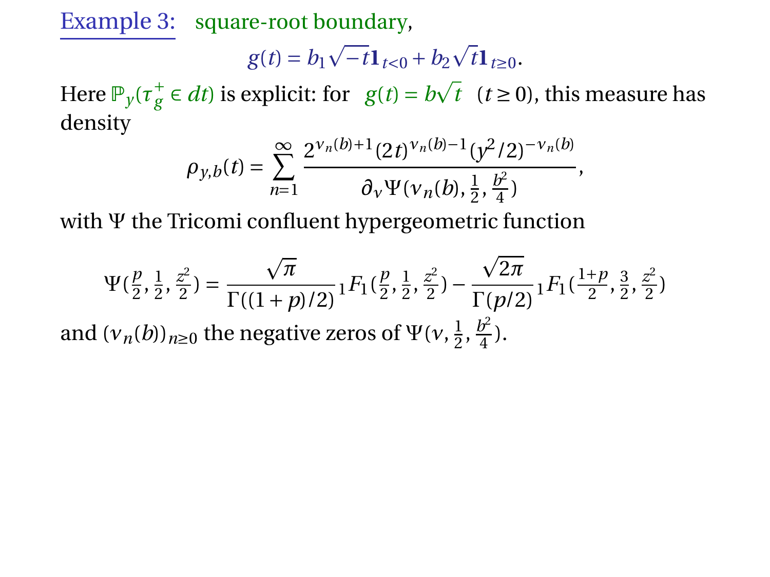Example 3: square-root boundary,

$$g(t) = b_1\sqrt{-t}\mathbf{1}_{t<0} + b_2\sqrt{t}\mathbf{1}_{t\geq 0}.$$

Here $\mathbb{P}_y(\tau_g^+ \in dt)$ is explicit: for $g(t) = b\sqrt{t}$ $(t \geq 0)$, this measure has density

$$\rho_{y,b}(t) = \sum_{n=1}^{\infty} \frac{2^{\nu_n(b)+1}(2t)^{\nu_n(b)-1}(y^2/2)^{-\nu_n(b)}}{\partial_\nu \Psi(\nu_n(b), \frac{1}{2}, \frac{b^2}{4})},$$

with $\Psi$ the Tricomi confluent hypergeometric function

$$\Psi(\tfrac{p}{2}, \tfrac{1}{2}, \tfrac{z^2}{2}) = \frac{\sqrt{\pi}}{\Gamma((1+p)/2)}\, {}_1F_1(\tfrac{p}{2}, \tfrac{1}{2}, \tfrac{z^2}{2}) - \frac{\sqrt{2\pi}}{\Gamma(p/2)}\, {}_1F_1(\tfrac{1+p}{2}, \tfrac{3}{2}, \tfrac{z^2}{2})$$

and $(\nu_n(b))_{n\geq 0}$ the negative zeros of $\Psi(\nu, \frac{1}{2}, \frac{b^2}{4})$.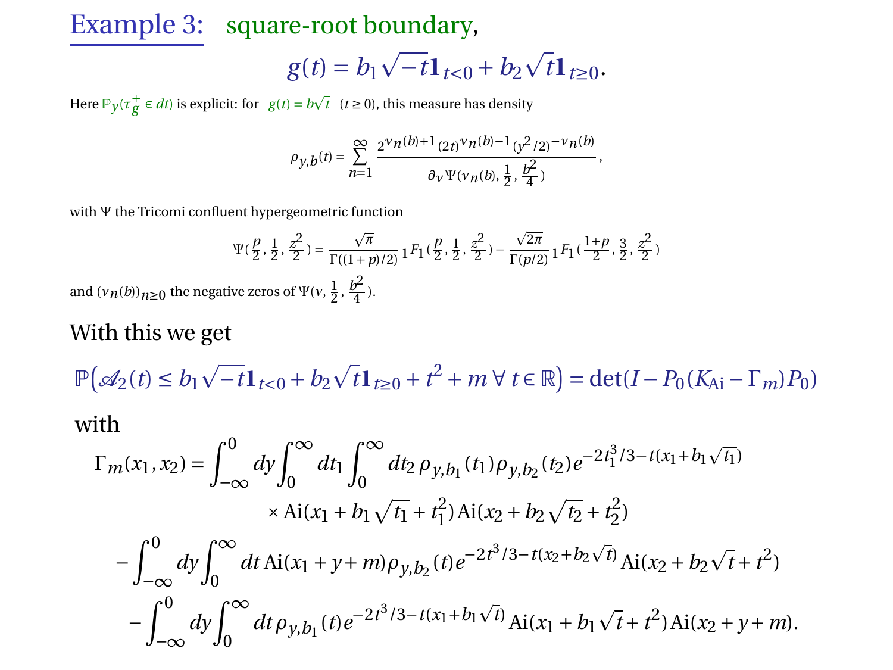## Example 3: square-root boundary,

$$g(t) = b_1\sqrt{-t}\mathbf{1}_{t<0} + b_2\sqrt{t}\mathbf{1}_{t\geq 0}.$$

Here $\mathbb{P}_y(\tau_g^+ \in dt)$ is explicit: for $g(t) = b\sqrt{t}$ $(t \geq 0)$, this measure has density

$$\rho_{y,b}(t) = \sum_{n=1}^{\infty} \frac{2^{\nu_n(b)+1}(2t)^{\nu_n(b)-1}(y^2/2)^{-\nu_n(b)}}{\partial_\nu \Psi(\nu_n(b), \frac{1}{2}, \frac{b^2}{4})},$$

with $\Psi$ the Tricomi confluent hypergeometric function

$$\Psi(\tfrac{p}{2}, \tfrac{1}{2}, \tfrac{z^2}{2}) = \frac{\sqrt{\pi}}{\Gamma((1+p)/2)}\,{}_1F_1(\tfrac{p}{2}, \tfrac{1}{2}, \tfrac{z^2}{2}) - \frac{\sqrt{2\pi}}{\Gamma(p/2)}\,{}_1F_1(\tfrac{1+p}{2}, \tfrac{3}{2}, \tfrac{z^2}{2})$$

and $(\nu_n(b))_{n\geq 0}$ the negative zeros of $\Psi(\nu, \frac{1}{2}, \frac{b^2}{4})$.

With this we get

$$\mathbb{P}\Big(\mathscr{A}_2(t) \leq b_1\sqrt{-t}\mathbf{1}_{t<0} + b_2\sqrt{t}\mathbf{1}_{t\geq 0} + t^2 + m \;\forall\, t \in \mathbb{R}\Big) = \det(I - P_0(K_{\mathrm{Ai}} - \Gamma_m)P_0)$$

with

$$\begin{aligned}
\Gamma_m(x_1, x_2) = &\int_{-\infty}^0 dy \int_0^\infty dt_1 \int_0^\infty dt_2\, \rho_{y,b_1}(t_1)\rho_{y,b_2}(t_2) e^{-2t_1^3/3 - t(x_1 + b_1\sqrt{t_1})} \\
&\qquad \times \mathrm{Ai}(x_1 + b_1\sqrt{t_1} + t_1^2)\,\mathrm{Ai}(x_2 + b_2\sqrt{t_2} + t_2^2) \\
&- \int_{-\infty}^0 dy \int_0^\infty dt\, \mathrm{Ai}(x_1 + y + m)\rho_{y,b_2}(t) e^{-2t^3/3 - t(x_2 + b_2\sqrt{t})}\,\mathrm{Ai}(x_2 + b_2\sqrt{t} + t^2) \\
&- \int_{-\infty}^0 dy \int_0^\infty dt\, \rho_{y,b_1}(t) e^{-2t^3/3 - t(x_1 + b_1\sqrt{t})}\,\mathrm{Ai}(x_1 + b_1\sqrt{t} + t^2)\,\mathrm{Ai}(x_2 + y + m).
\end{aligned}$$